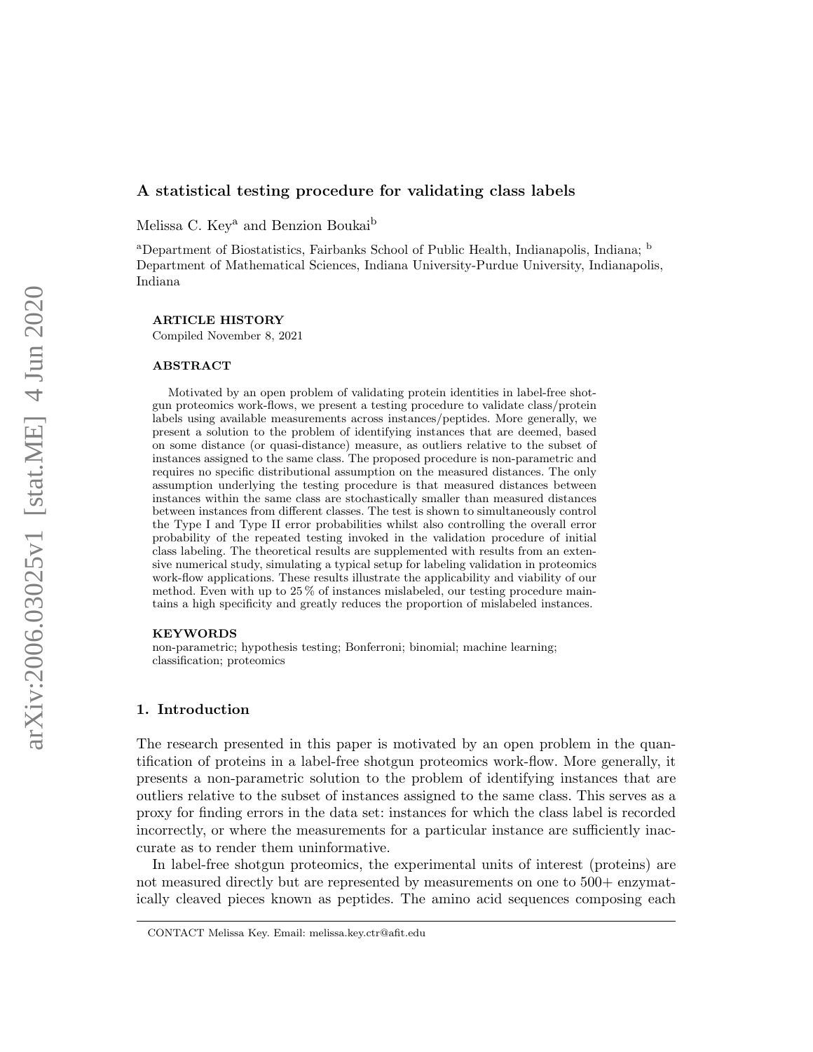# A statistical testing procedure for validating class labels

Melissa C. Key[a] and Benzion Boukai[b]

[a]Department of Biostatistics, Fairbanks School of Public Health, Indianapolis, Indiana; [b] Department of Mathematical Sciences, Indiana University-Purdue University, Indianapolis, Indiana

**ARTICLE HISTORY**

Compiled November 8, 2021

**ABSTRACT**

Motivated by an open problem of validating protein identities in label-free shotgun proteomics work-flows, we present a testing procedure to validate class/protein labels using available measurements across instances/peptides. More generally, we present a solution to the problem of identifying instances that are deemed, based on some distance (or quasi-distance) measure, as outliers relative to the subset of instances assigned to the same class. The proposed procedure is non-parametric and requires no specific distributional assumption on the measured distances. The only assumption underlying the testing procedure is that measured distances between instances within the same class are stochastically smaller than measured distances between instances from different classes. The test is shown to simultaneously control the Type I and Type II error probabilities whilst also controlling the overall error probability of the repeated testing invoked in the validation procedure of initial class labeling. The theoretical results are supplemented with results from an extensive numerical study, simulating a typical setup for labeling validation in proteomics work-flow applications. These results illustrate the applicability and viability of our method. Even with up to 25 % of instances mislabeled, our testing procedure maintains a high specificity and greatly reduces the proportion of mislabeled instances.

**KEYWORDS**

non-parametric; hypothesis testing; Bonferroni; binomial; machine learning; classification; proteomics

## 1. Introduction

The research presented in this paper is motivated by an open problem in the quantification of proteins in a label-free shotgun proteomics work-flow. More generally, it presents a non-parametric solution to the problem of identifying instances that are outliers relative to the subset of instances assigned to the same class. This serves as a proxy for finding errors in the data set: instances for which the class label is recorded incorrectly, or where the measurements for a particular instance are sufficiently inaccurate as to render them uninformative.

In label-free shotgun proteomics, the experimental units of interest (proteins) are not measured directly but are represented by measurements on one to 500+ enzymatically cleaved pieces known as peptides. The amino acid sequences composing each

CONTACT Melissa Key. Email: melissa.key.ctr@afit.edu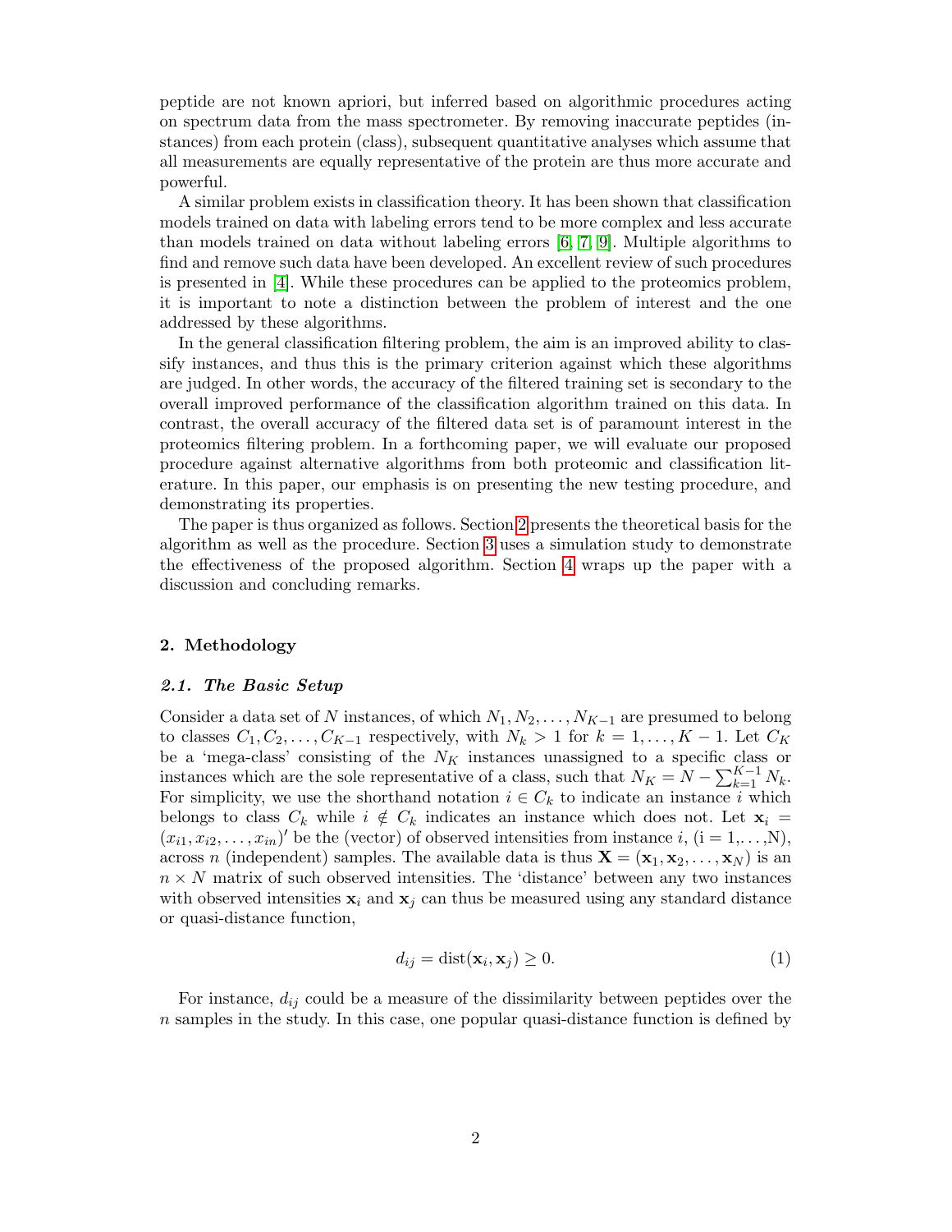peptide are not known apriori, but inferred based on algorithmic procedures acting on spectrum data from the mass spectrometer. By removing inaccurate peptides (instances) from each protein (class), subsequent quantitative analyses which assume that all measurements are equally representative of the protein are thus more accurate and powerful.

A similar problem exists in classification theory. It has been shown that classification models trained on data with labeling errors tend to be more complex and less accurate than models trained on data without labeling errors [6, 7, 9]. Multiple algorithms to find and remove such data have been developed. An excellent review of such procedures is presented in [4]. While these procedures can be applied to the proteomics problem, it is important to note a distinction between the problem of interest and the one addressed by these algorithms.

In the general classification filtering problem, the aim is an improved ability to classify instances, and thus this is the primary criterion against which these algorithms are judged. In other words, the accuracy of the filtered training set is secondary to the overall improved performance of the classification algorithm trained on this data. In contrast, the overall accuracy of the filtered data set is of paramount interest in the proteomics filtering problem. In a forthcoming paper, we will evaluate our proposed procedure against alternative algorithms from both proteomic and classification literature. In this paper, our emphasis is on presenting the new testing procedure, and demonstrating its properties.

The paper is thus organized as follows. Section 2 presents the theoretical basis for the algorithm as well as the procedure. Section 3 uses a simulation study to demonstrate the effectiveness of the proposed algorithm. Section 4 wraps up the paper with a discussion and concluding remarks.

## 2. Methodology

### 2.1. The Basic Setup

Consider a data set of $N$ instances, of which $N_1, N_2, \ldots, N_{K-1}$ are presumed to belong to classes $C_1, C_2, \ldots, C_{K-1}$ respectively, with $N_k > 1$ for $k = 1, \ldots, K-1$. Let $C_K$ be a 'mega-class' consisting of the $N_K$ instances unassigned to a specific class or instances which are the sole representative of a class, such that $N_K = N - \sum_{k=1}^{K-1} N_k$. For simplicity, we use the shorthand notation $i \in C_k$ to indicate an instance $i$ which belongs to class $C_k$ while $i \notin C_k$ indicates an instance which does not. Let $\mathbf{x}_i = (x_{i1}, x_{i2}, \ldots, x_{in})'$ be the (vector) of observed intensities from instance $i$, (i = 1,…,N), across $n$ (independent) samples. The available data is thus $\mathbf{X} = (\mathbf{x}_1, \mathbf{x}_2, \ldots, \mathbf{x}_N)$ is an $n \times N$ matrix of such observed intensities. The 'distance' between any two instances with observed intensities $\mathbf{x}_i$ and $\mathbf{x}_j$ can thus be measured using any standard distance or quasi-distance function,

$$d_{ij} = \mathrm{dist}(\mathbf{x}_i, \mathbf{x}_j) \geq 0. \tag{1}$$

For instance, $d_{ij}$ could be a measure of the dissimilarity between peptides over the $n$ samples in the study. In this case, one popular quasi-distance function is defined by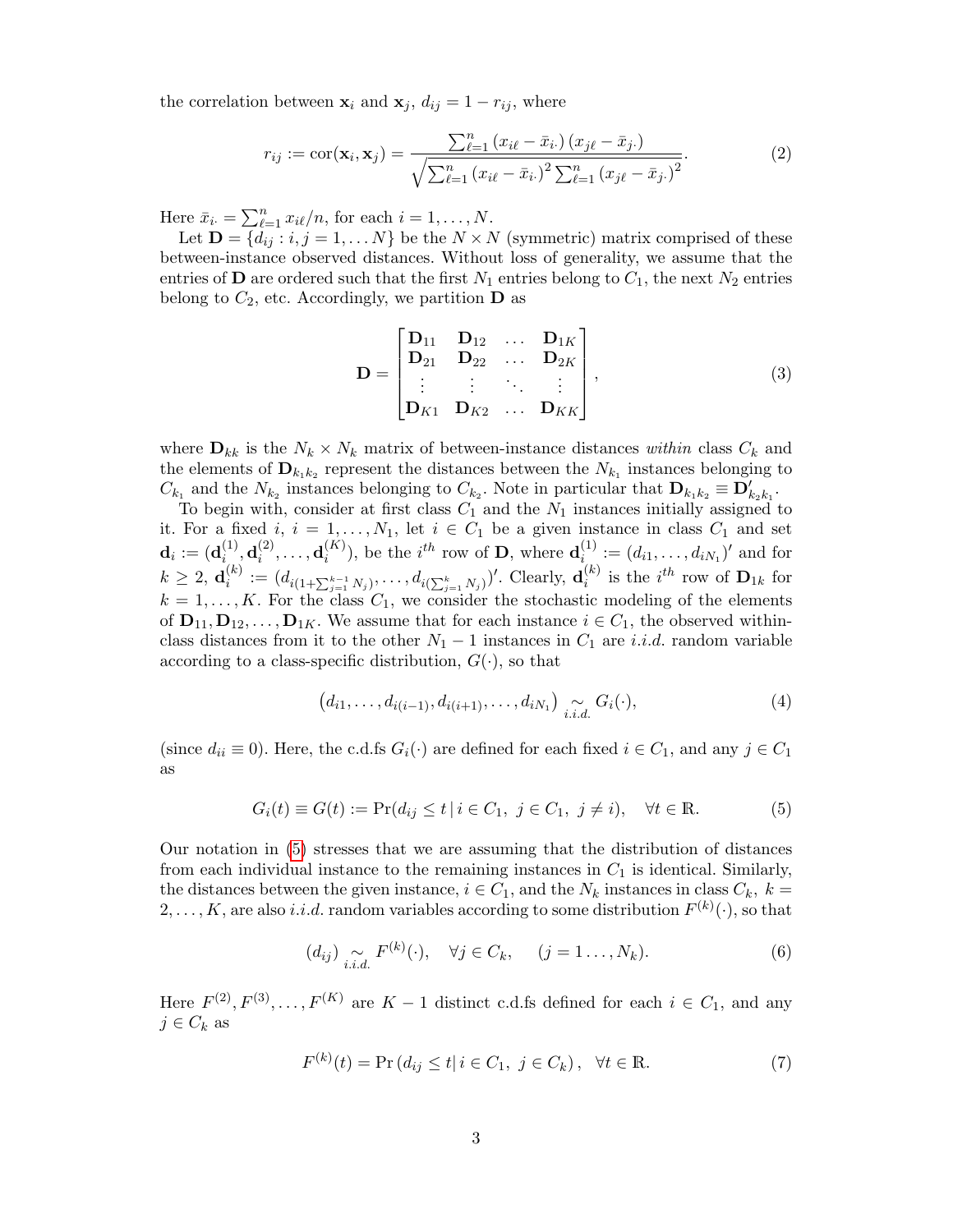the correlation between $\mathbf{x}_i$ and $\mathbf{x}_j$, $d_{ij} = 1 - r_{ij}$, where

$$r_{ij} := \text{cor}(\mathbf{x}_i, \mathbf{x}_j) = \frac{\sum_{\ell=1}^{n} (x_{i\ell} - \bar{x}_{i\cdot})(x_{j\ell} - \bar{x}_{j\cdot})}{\sqrt{\sum_{\ell=1}^{n} (x_{i\ell} - \bar{x}_{i\cdot})^2 \sum_{\ell=1}^{n} (x_{j\ell} - \bar{x}_{j\cdot})^2}}. \tag{2}$$

Here $\bar{x}_{i\cdot} = \sum_{\ell=1}^{n} x_{i\ell}/n$, for each $i = 1, \ldots, N$.

Let $\mathbf{D} = \{d_{ij} : i, j = 1, \ldots N\}$ be the $N \times N$ (symmetric) matrix comprised of these between-instance observed distances. Without loss of generality, we assume that the entries of $\mathbf{D}$ are ordered such that the first $N_1$ entries belong to $C_1$, the next $N_2$ entries belong to $C_2$, etc. Accordingly, we partition $\mathbf{D}$ as

$$\mathbf{D} = \begin{bmatrix} \mathbf{D}_{11} & \mathbf{D}_{12} & \ldots & \mathbf{D}_{1K} \\ \mathbf{D}_{21} & \mathbf{D}_{22} & \ldots & \mathbf{D}_{2K} \\ \vdots & \vdots & \ddots & \vdots \\ \mathbf{D}_{K1} & \mathbf{D}_{K2} & \ldots & \mathbf{D}_{KK} \end{bmatrix}, \tag{3}$$

where $\mathbf{D}_{kk}$ is the $N_k \times N_k$ matrix of between-instance distances *within* class $C_k$ and the elements of $\mathbf{D}_{k_1k_2}$ represent the distances between the $N_{k_1}$ instances belonging to $C_{k_1}$ and the $N_{k_2}$ instances belonging to $C_{k_2}$. Note in particular that $\mathbf{D}_{k_1k_2} \equiv \mathbf{D}'_{k_2k_1}$.

To begin with, consider at first class $C_1$ and the $N_1$ instances initially assigned to it. For a fixed $i$, $i = 1, \ldots, N_1$, let $i \in C_1$ be a given instance in class $C_1$ and set $\mathbf{d}_i := (\mathbf{d}_i^{(1)}, \mathbf{d}_i^{(2)}, \ldots, \mathbf{d}_i^{(K)})$, be the $i^{th}$ row of $\mathbf{D}$, where $\mathbf{d}_i^{(1)} := (d_{i1}, \ldots, d_{iN_1})'$ and for $k \geq 2$, $\mathbf{d}_i^{(k)} := (d_{i(1+\sum_{j=1}^{k-1} N_j)}, \ldots, d_{i(\sum_{j=1}^{k} N_j)})'$. Clearly, $\mathbf{d}_i^{(k)}$ is the $i^{th}$ row of $\mathbf{D}_{1k}$ for $k = 1, \ldots, K$. For the class $C_1$, we consider the stochastic modeling of the elements of $\mathbf{D}_{11}, \mathbf{D}_{12}, \ldots, \mathbf{D}_{1K}$. We assume that for each instance $i \in C_1$, the observed within-class distances from it to the other $N_1 - 1$ instances in $C_1$ are *i.i.d.* random variable according to a class-specific distribution, $G(\cdot)$, so that

$$\left(d_{i1}, \ldots, d_{i(i-1)}, d_{i(i+1)}, \ldots, d_{iN_1}\right) \underset{i.i.d.}{\sim} G_i(\cdot), \tag{4}$$

(since $d_{ii} \equiv 0$). Here, the c.d.fs $G_i(\cdot)$ are defined for each fixed $i \in C_1$, and any $j \in C_1$ as

$$G_i(t) \equiv G(t) := \Pr(d_{ij} \leq t \,|\, i \in C_1, \; j \in C_1, \; j \neq i), \quad \forall t \in \mathbb{R}. \tag{5}$$

Our notation in (5) stresses that we are assuming that the distribution of distances from each individual instance to the remaining instances in $C_1$ is identical. Similarly, the distances between the given instance, $i \in C_1$, and the $N_k$ instances in class $C_k$, $k = 2, \ldots, K$, are also *i.i.d.* random variables according to some distribution $F^{(k)}(\cdot)$, so that

$$(d_{ij}) \underset{i.i.d.}{\sim} F^{(k)}(\cdot), \quad \forall j \in C_k, \quad (j = 1 \ldots, N_k). \tag{6}$$

Here $F^{(2)}, F^{(3)}, \ldots, F^{(K)}$ are $K - 1$ distinct c.d.fs defined for each $i \in C_1$, and any $j \in C_k$ as

$$F^{(k)}(t) = \Pr\left(d_{ij} \leq t | \, i \in C_1, \; j \in C_k\right), \quad \forall t \in \mathbb{R}. \tag{7}$$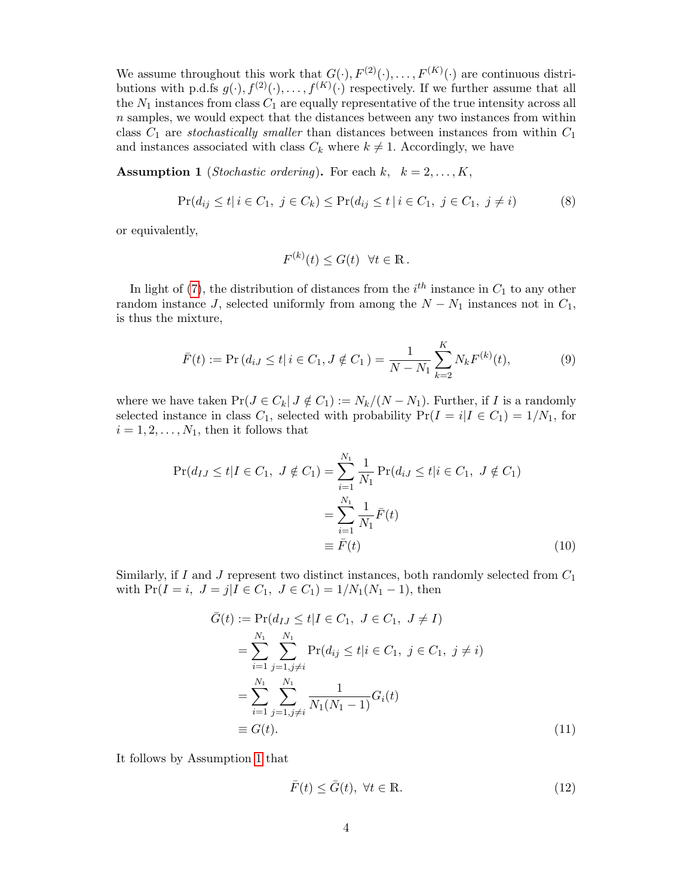We assume throughout this work that $G(\cdot), F^{(2)}(\cdot), \ldots, F^{(K)}(\cdot)$ are continuous distributions with p.d.fs $g(\cdot), f^{(2)}(\cdot), \ldots, f^{(K)}(\cdot)$ respectively. If we further assume that all the $N_1$ instances from class $C_1$ are equally representative of the true intensity across all $n$ samples, we would expect that the distances between any two instances from within class $C_1$ are *stochastically smaller* than distances between instances from within $C_1$ and instances associated with class $C_k$ where $k \neq 1$. Accordingly, we have

**Assumption 1** (*Stochastic ordering*)**.** For each $k$, $\;k = 2, \ldots, K$,

$$\Pr(d_{ij} \leq t |\, i \in C_1,\ j \in C_k) \leq \Pr(d_{ij} \leq t \,|\, i \in C_1,\ j \in C_1,\ j \neq i) \tag{8}$$

or equivalently,

$$F^{(k)}(t) \leq G(t) \;\; \forall t \in \mathbb{R}\,.$$

In light of (7), the distribution of distances from the $i^{th}$ instance in $C_1$ to any other random instance $J$, selected uniformly from among the $N - N_1$ instances not in $C_1$, is thus the mixture,

$$\bar{F}(t) := \Pr\left(d_{iJ} \leq t |\, i \in C_1, J \notin C_1\,\right) = \frac{1}{N - N_1} \sum_{k=2}^{K} N_k F^{(k)}(t), \tag{9}$$

where we have taken $\Pr(J \in C_k |\, J \notin C_1) := N_k/(N - N_1)$. Further, if $I$ is a randomly selected instance in class $C_1$, selected with probability $\Pr(I = i | I \in C_1) = 1/N_1$, for $i = 1, 2, \ldots, N_1$, then it follows that

$$\begin{aligned}
\Pr(d_{IJ} \leq t | I \in C_1,\ J \notin C_1) &= \sum_{i=1}^{N_1} \frac{1}{N_1} \Pr(d_{iJ} \leq t | i \in C_1,\ J \notin C_1) \\
&= \sum_{i=1}^{N_1} \frac{1}{N_1} \bar{F}(t) \\
&\equiv \bar{F}(t)
\end{aligned} \tag{10}$$

Similarly, if $I$ and $J$ represent two distinct instances, both randomly selected from $C_1$ with $\Pr(I = i,\ J = j | I \in C_1,\ J \in C_1) = 1/N_1(N_1 - 1)$, then

$$\begin{aligned}
\bar{G}(t) &:= \Pr(d_{IJ} \leq t | I \in C_1,\ J \in C_1,\ J \neq I) \\
&= \sum_{i=1}^{N_1} \sum_{j=1, j \neq i}^{N_1} \Pr(d_{ij} \leq t | i \in C_1,\ j \in C_1,\ j \neq i) \\
&= \sum_{i=1}^{N_1} \sum_{j=1, j \neq i}^{N_1} \frac{1}{N_1(N_1 - 1)} G_i(t) \\
&\equiv G(t).
\end{aligned} \tag{11}$$

It follows by Assumption 1 that

$$\bar{F}(t) \leq \bar{G}(t),\ \forall t \in \mathbb{R}. \tag{12}$$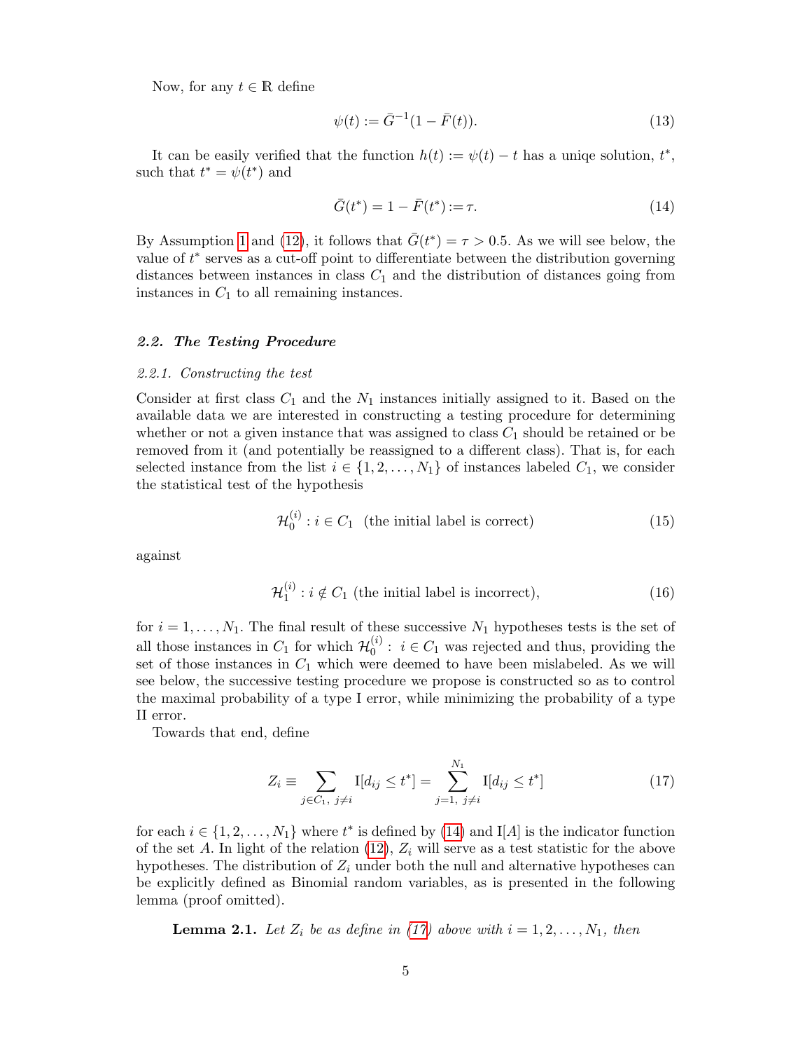Now, for any $t \in \mathbb{R}$ define

$$\psi(t) := \bar{G}^{-1}(1 - \bar{F}(t)). \tag{13}$$

It can be easily verified that the function $h(t) := \psi(t) - t$ has a uniqe solution, $t^*$, such that $t^* = \psi(t^*)$ and

$$\bar{G}(t^*) = 1 - \bar{F}(t^*) := \tau. \tag{14}$$

By Assumption 1 and (12), it follows that $\bar{G}(t^*) = \tau > 0.5$. As we will see below, the value of $t^*$ serves as a cut-off point to differentiate between the distribution governing distances between instances in class $C_1$ and the distribution of distances going from instances in $C_1$ to all remaining instances.

### *2.2. The Testing Procedure*

#### *2.2.1. Constructing the test*

Consider at first class $C_1$ and the $N_1$ instances initially assigned to it. Based on the available data we are interested in constructing a testing procedure for determining whether or not a given instance that was assigned to class $C_1$ should be retained or be removed from it (and potentially be reassigned to a different class). That is, for each selected instance from the list $i \in \{1, 2, \ldots, N_1\}$ of instances labeled $C_1$, we consider the statistical test of the hypothesis

$$\mathcal{H}_0^{(i)} : i \in C_1 \ \ \text{(the initial label is correct)} \tag{15}$$

against

$$\mathcal{H}_1^{(i)} : i \notin C_1 \ \text{(the initial label is incorrect)}, \tag{16}$$

for $i = 1, \ldots, N_1$. The final result of these successive $N_1$ hypotheses tests is the set of all those instances in $C_1$ for which $\mathcal{H}_0^{(i)} : \ i \in C_1$ was rejected and thus, providing the set of those instances in $C_1$ which were deemed to have been mislabeled. As we will see below, the successive testing procedure we propose is constructed so as to control the maximal probability of a type I error, while minimizing the probability of a type II error.

Towards that end, define

$$Z_i \equiv \sum_{j \in C_1, \ j \neq i} \mathrm{I}[d_{ij} \leq t^*] = \sum_{j=1, \ j \neq i}^{N_1} \mathrm{I}[d_{ij} \leq t^*] \tag{17}$$

for each $i \in \{1, 2, \ldots, N_1\}$ where $t^*$ is defined by (14) and $\mathrm{I}[A]$ is the indicator function of the set $A$. In light of the relation (12), $Z_i$ will serve as a test statistic for the above hypotheses. The distribution of $Z_i$ under both the null and alternative hypotheses can be explicitly defined as Binomial random variables, as is presented in the following lemma (proof omitted).

**Lemma 2.1.** *Let $Z_i$ be as define in (17) above with $i = 1, 2, \ldots, N_1$, then*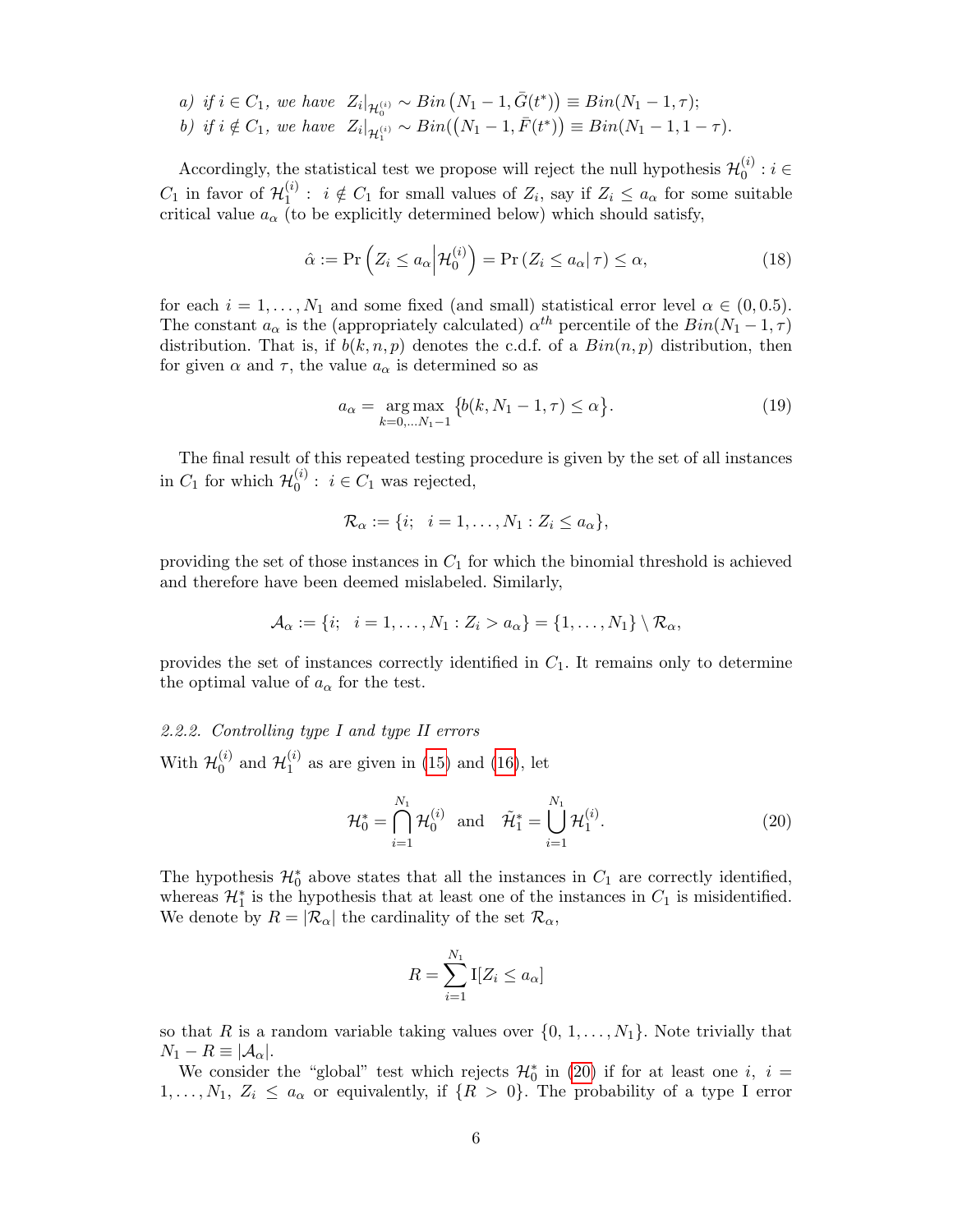*a) if $i \in C_1$, we have* $Z_i|_{\mathcal{H}_0^{(i)}} \sim Bin\left(N_1 - 1, \bar{G}(t^*)\right) \equiv Bin(N_1 - 1, \tau)$;

*b) if $i \notin C_1$, we have* $Z_i|_{\mathcal{H}_1^{(i)}} \sim Bin(\left(N_1 - 1, \bar{F}(t^*)\right) \equiv Bin(N_1 - 1, 1 - \tau)$.

Accordingly, the statistical test we propose will reject the null hypothesis $\mathcal{H}_0^{(i)} : i \in C_1$ in favor of $\mathcal{H}_1^{(i)} : \; i \notin C_1$ for small values of $Z_i$, say if $Z_i \leq a_\alpha$ for some suitable critical value $a_\alpha$ (to be explicitly determined below) which should satisfy,

$$\hat{\alpha} := \Pr\left(Z_i \leq a_\alpha \middle| \mathcal{H}_0^{(i)}\right) = \Pr\left(Z_i \leq a_\alpha \middle| \tau\right) \leq \alpha, \tag{18}$$

for each $i = 1, \ldots, N_1$ and some fixed (and small) statistical error level $\alpha \in (0, 0.5)$. The constant $a_\alpha$ is the (appropriately calculated) $\alpha^{th}$ percentile of the $Bin(N_1 - 1, \tau)$ distribution. That is, if $b(k, n, p)$ denotes the c.d.f. of a $Bin(n, p)$ distribution, then for given $\alpha$ and $\tau$, the value $a_\alpha$ is determined so as

$$a_\alpha = \underset{k=0,\ldots N_1-1}{\arg\max} \left\{b(k, N_1 - 1, \tau) \leq \alpha\right\}. \tag{19}$$

The final result of this repeated testing procedure is given by the set of all instances in $C_1$ for which $\mathcal{H}_0^{(i)} : \; i \in C_1$ was rejected,

$$\mathcal{R}_\alpha := \{i; \;\; i = 1, \ldots, N_1 : Z_i \leq a_\alpha\},$$

providing the set of those instances in $C_1$ for which the binomial threshold is achieved and therefore have been deemed mislabeled. Similarly,

$$\mathcal{A}_\alpha := \{i; \;\; i = 1, \ldots, N_1 : Z_i > a_\alpha\} = \{1, \ldots, N_1\} \setminus \mathcal{R}_\alpha,$$

provides the set of instances correctly identified in $C_1$. It remains only to determine the optimal value of $a_\alpha$ for the test.

### *2.2.2. Controlling type I and type II errors*

With $\mathcal{H}_0^{(i)}$ and $\mathcal{H}_1^{(i)}$ as are given in (15) and (16), let

$$\mathcal{H}_0^* = \bigcap_{i=1}^{N_1} \mathcal{H}_0^{(i)} \quad \text{and} \quad \tilde{\mathcal{H}}_1^* = \bigcup_{i=1}^{N_1} \mathcal{H}_1^{(i)}. \tag{20}$$

The hypothesis $\mathcal{H}_0^*$ above states that all the instances in $C_1$ are correctly identified, whereas $\mathcal{H}_1^*$ is the hypothesis that at least one of the instances in $C_1$ is misidentified. We denote by $R = |\mathcal{R}_\alpha|$ the cardinality of the set $\mathcal{R}_\alpha$,

$$R = \sum_{i=1}^{N_1} \mathrm{I}[Z_i \leq a_\alpha]$$

so that $R$ is a random variable taking values over $\{0, 1, \ldots, N_1\}$. Note trivially that $N_1 - R \equiv |\mathcal{A}_\alpha|$.

We consider the "global" test which rejects $\mathcal{H}_0^*$ in (20) if for at least one $i$, $i = 1, \ldots, N_1$, $Z_i \leq a_\alpha$ or equivalently, if $\{R > 0\}$. The probability of a type I error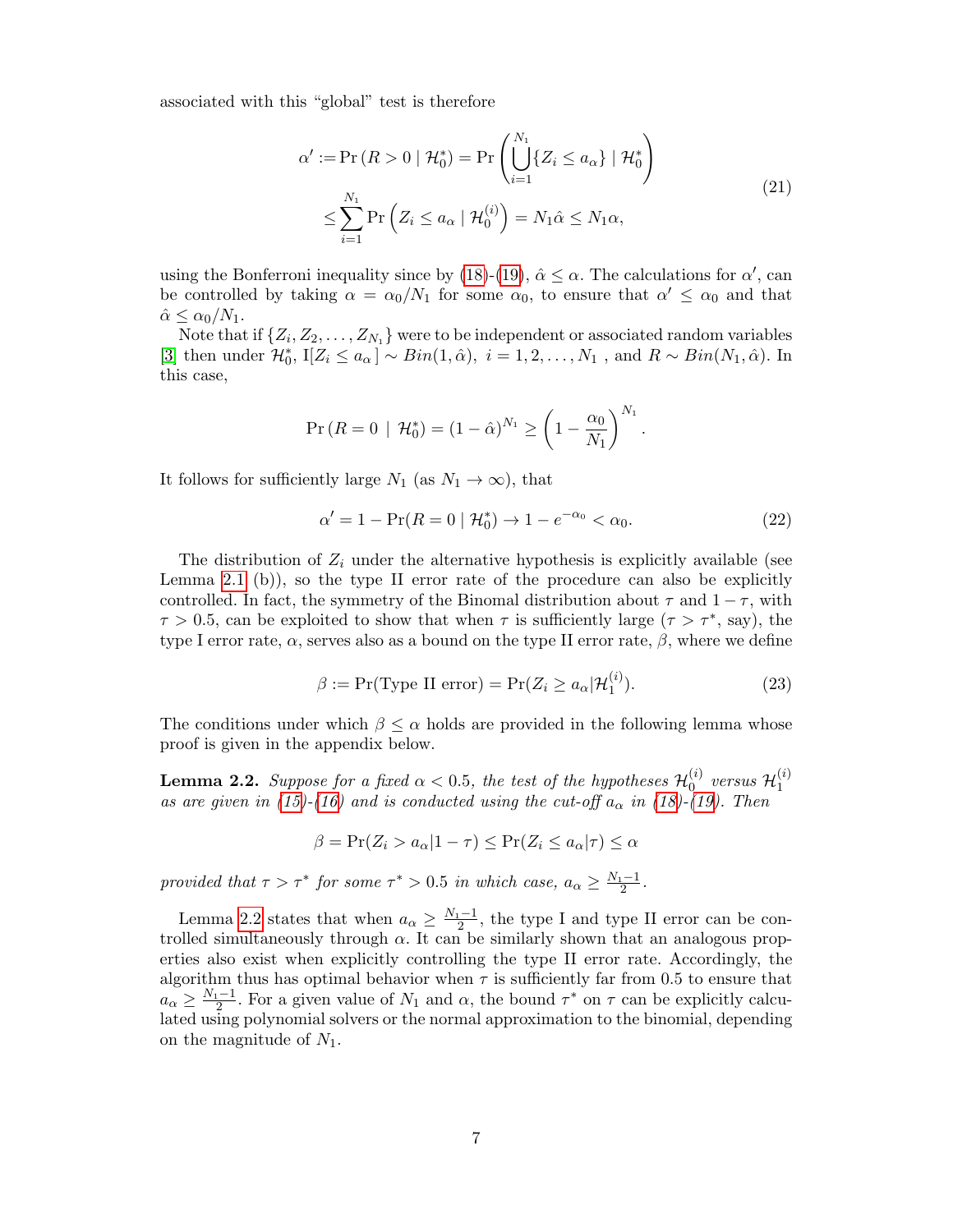associated with this "global" test is therefore

$$
\begin{aligned}
\alpha' := \Pr\left(R > 0 \mid \mathcal{H}_0^*\right) &= \Pr\left(\bigcup_{i=1}^{N_1}\{Z_i \le a_\alpha\} \mid \mathcal{H}_0^*\right) \\
&\le \sum_{i=1}^{N_1} \Pr\left(Z_i \le a_\alpha \mid \mathcal{H}_0^{(i)}\right) = N_1\hat{\alpha} \le N_1\alpha,
\end{aligned}
\tag{21}
$$

using the Bonferroni inequality since by (18)-(19), $\hat{\alpha} \le \alpha$. The calculations for $\alpha'$, can be controlled by taking $\alpha = \alpha_0/N_1$ for some $\alpha_0$, to ensure that $\alpha' \le \alpha_0$ and that $\hat{\alpha} \le \alpha_0/N_1$.

Note that if $\{Z_1, Z_2, \ldots, Z_{N_1}\}$ were to be independent or associated random variables [3] then under $\mathcal{H}_0^*$, $\mathrm{I}[Z_i \le a_\alpha] \sim Bin(1, \hat{\alpha})$, $i = 1, 2, \ldots, N_1$ , and $R \sim Bin(N_1, \hat{\alpha})$. In this case,

$$
\Pr\left(R = 0 \mid \mathcal{H}_0^*\right) = (1 - \hat{\alpha})^{N_1} \ge \left(1 - \frac{\alpha_0}{N_1}\right)^{N_1}.
$$

It follows for sufficiently large $N_1$ (as $N_1 \to \infty$), that

$$
\alpha' = 1 - \Pr(R = 0 \mid \mathcal{H}_0^*) \to 1 - e^{-\alpha_0} < \alpha_0. \tag{22}
$$

The distribution of $Z_i$ under the alternative hypothesis is explicitly available (see Lemma 2.1 (b)), so the type II error rate of the procedure can also be explicitly controlled. In fact, the symmetry of the Binomal distribution about $\tau$ and $1-\tau$, with $\tau > 0.5$, can be exploited to show that when $\tau$ is sufficiently large ($\tau > \tau^*$, say), the type I error rate, $\alpha$, serves also as a bound on the type II error rate, $\beta$, where we define

$$
\beta := \Pr(\text{Type II error}) = \Pr(Z_i \ge a_\alpha | \mathcal{H}_1^{(i)}). \tag{23}
$$

The conditions under which $\beta \le \alpha$ holds are provided in the following lemma whose proof is given in the appendix below.

**Lemma 2.2.** *Suppose for a fixed $\alpha < 0.5$, the test of the hypotheses $\mathcal{H}_0^{(i)}$ versus $\mathcal{H}_1^{(i)}$ as are given in (15)-(16) and is conducted using the cut-off $a_\alpha$ in (18)-(19). Then*

$$
\beta = \Pr(Z_i > a_\alpha | 1 - \tau) \le \Pr(Z_i \le a_\alpha | \tau) \le \alpha
$$

*provided that $\tau > \tau^*$ for some $\tau^* > 0.5$ in which case, $a_\alpha \ge \frac{N_1 - 1}{2}$.*

Lemma 2.2 states that when $a_\alpha \ge \frac{N_1-1}{2}$, the type I and type II error can be controlled simultaneously through $\alpha$. It can be similarly shown that an analogous properties also exist when explicitly controlling the type II error rate. Accordingly, the algorithm thus has optimal behavior when $\tau$ is sufficiently far from 0.5 to ensure that $a_\alpha \ge \frac{N_1-1}{2}$. For a given value of $N_1$ and $\alpha$, the bound $\tau^*$ on $\tau$ can be explicitly calculated using polynomial solvers or the normal approximation to the binomial, depending on the magnitude of $N_1$.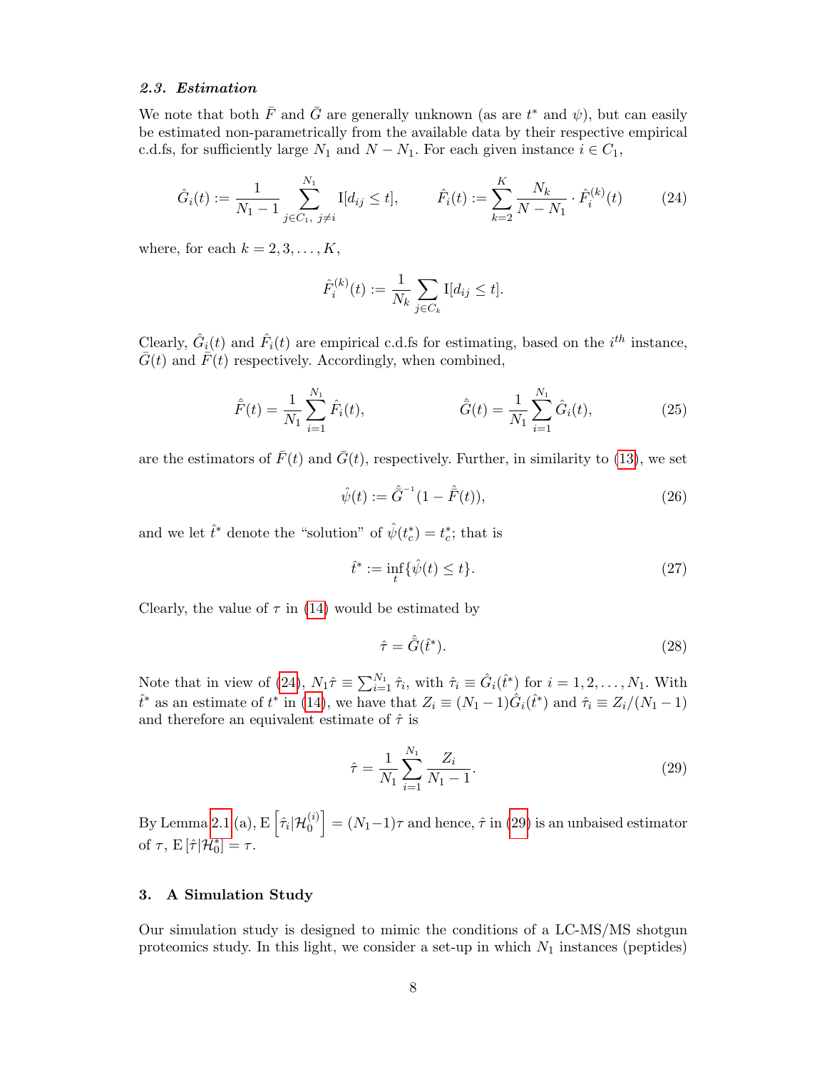### 2.3. Estimation

We note that both $\bar{F}$ and $\bar{G}$ are generally unknown (as are $t^*$ and $\psi$), but can easily be estimated non-parametrically from the available data by their respective empirical c.d.fs, for sufficiently large $N_1$ and $N - N_1$. For each given instance $i \in C_1$,

$$\hat{G}_i(t) := \frac{1}{N_1 - 1} \sum_{j \in C_1,\ j \neq i}^{N_1} \mathrm{I}[d_{ij} \leq t], \qquad \hat{F}_i(t) := \sum_{k=2}^{K} \frac{N_k}{N - N_1} \cdot \hat{F}_i^{(k)}(t) \tag{24}$$

where, for each $k = 2, 3, \ldots, K$,

$$\hat{F}_i^{(k)}(t) := \frac{1}{N_k} \sum_{j \in C_k} \mathrm{I}[d_{ij} \leq t].$$

Clearly, $\hat{G}_i(t)$ and $\hat{F}_i(t)$ are empirical c.d.fs for estimating, based on the $i^{th}$ instance, $\bar{G}(t)$ and $\bar{F}(t)$ respectively. Accordingly, when combined,

$$\hat{\bar{F}}(t) = \frac{1}{N_1} \sum_{i=1}^{N_1} \hat{F}_i(t), \qquad \hat{\bar{G}}(t) = \frac{1}{N_1} \sum_{i=1}^{N_1} \hat{G}_i(t), \tag{25}$$

are the estimators of $\bar{F}(t)$ and $\bar{G}(t)$, respectively. Further, in similarity to (13), we set

$$\hat{\psi}(t) := \hat{\bar{G}}^{-1}(1 - \hat{\bar{F}}(t)), \tag{26}$$

and we let $\hat{t}^*$ denote the "solution" of $\hat{\psi}(t_c^*) = t_c^*$; that is

$$\hat{t}^* := \inf_t \{\hat{\psi}(t) \leq t\}. \tag{27}$$

Clearly, the value of $\tau$ in (14) would be estimated by

$$\hat{\tau} = \hat{\bar{G}}(\hat{t}^*). \tag{28}$$

Note that in view of (24), $N_1 \hat{\tau} \equiv \sum_{i=1}^{N_1} \hat{\tau}_i$, with $\hat{\tau}_i \equiv \hat{G}_i(\hat{t}^*)$ for $i = 1, 2, \ldots, N_1$. With $\hat{t}^*$ as an estimate of $t^*$ in (14), we have that $Z_i \equiv (N_1 - 1)\hat{G}_i(\hat{t}^*)$ and $\hat{\tau}_i \equiv Z_i/(N_1 - 1)$ and therefore an equivalent estimate of $\hat{\tau}$ is

$$\hat{\tau} = \frac{1}{N_1} \sum_{i=1}^{N_1} \frac{Z_i}{N_1 - 1}. \tag{29}$$

By Lemma 2.1 (a), $\mathrm{E}\left[\hat{\tau}_i | \mathcal{H}_0^{(i)}\right] = (N_1 - 1)\tau$ and hence, $\hat{\tau}$ in (29) is an unbaised estimator of $\tau$, $\mathrm{E}\left[\hat{\tau} | \mathcal{H}_0^*\right] = \tau$.

## 3. A Simulation Study

Our simulation study is designed to mimic the conditions of a LC-MS/MS shotgun proteomics study. In this light, we consider a set-up in which $N_1$ instances (peptides)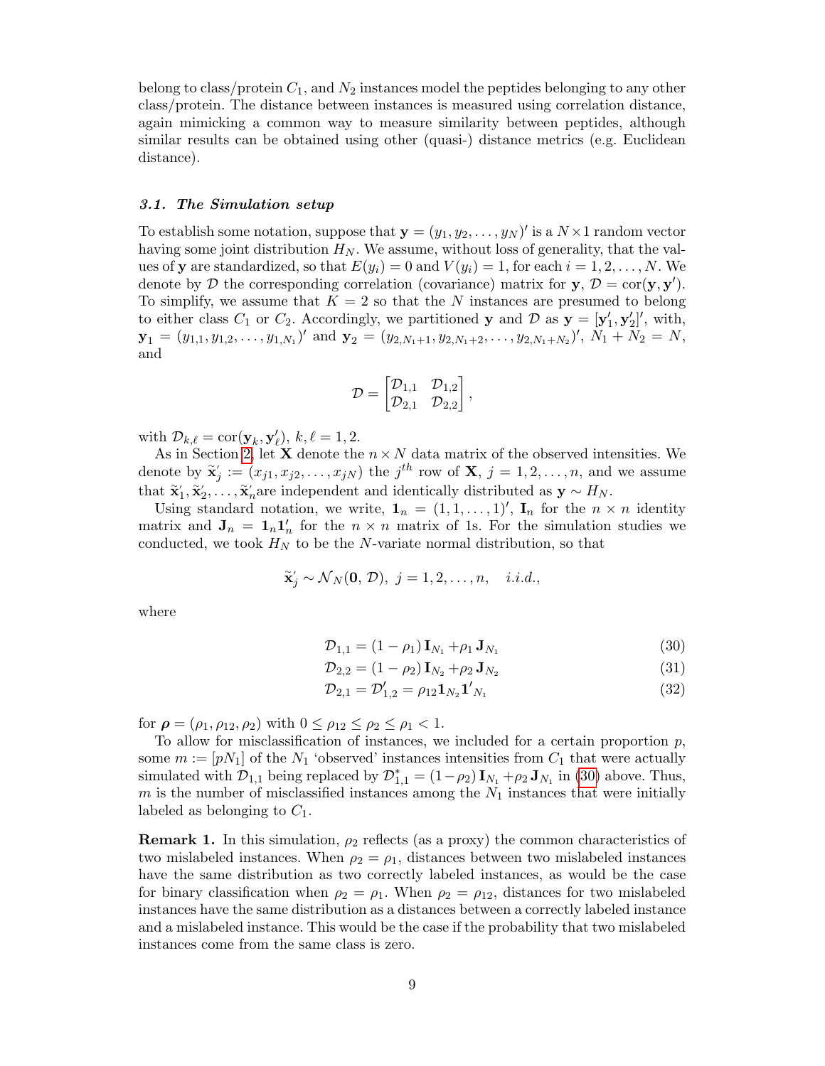belong to class/protein $C_1$, and $N_2$ instances model the peptides belonging to any other class/protein. The distance between instances is measured using correlation distance, again mimicking a common way to measure similarity between peptides, although similar results can be obtained using other (quasi-) distance metrics (e.g. Euclidean distance).

### *3.1. The Simulation setup*

To establish some notation, suppose that $\mathbf{y} = (y_1, y_2, \ldots, y_N)'$ is a $N \times 1$ random vector having some joint distribution $H_N$. We assume, without loss of generality, that the values of $\mathbf{y}$ are standardized, so that $E(y_i) = 0$ and $V(y_i) = 1$, for each $i = 1, 2, \ldots, N$. We denote by $\mathcal{D}$ the corresponding correlation (covariance) matrix for $\mathbf{y}$, $\mathcal{D} = \text{cor}(\mathbf{y}, \mathbf{y}')$. To simplify, we assume that $K = 2$ so that the $N$ instances are presumed to belong to either class $C_1$ or $C_2$. Accordingly, we partitioned $\mathbf{y}$ and $\mathcal{D}$ as $\mathbf{y} = [\mathbf{y}_1', \mathbf{y}_2']'$, with, $\mathbf{y}_1 = (y_{1,1}, y_{1,2}, \ldots, y_{1,N_1})'$ and $\mathbf{y}_2 = (y_{2,N_1+1}, y_{2,N_1+2}, \ldots, y_{2,N_1+N_2})'$, $N_1 + N_2 = N$, and

$$\mathcal{D} = \begin{bmatrix} \mathcal{D}_{1,1} & \mathcal{D}_{1,2} \\ \mathcal{D}_{2,1} & \mathcal{D}_{2,2} \end{bmatrix},$$

with $\mathcal{D}_{k,\ell} = \text{cor}(\mathbf{y}_k, \mathbf{y}_\ell')$, $k, \ell = 1, 2$.

As in Section 2, let $\mathbf{X}$ denote the $n \times N$ data matrix of the observed intensities. We denote by $\tilde{\mathbf{x}}_j' := (x_{j1}, x_{j2}, \ldots, x_{jN})$ the $j^{th}$ row of $\mathbf{X}$, $j = 1, 2, \ldots, n$, and we assume that $\tilde{\mathbf{x}}_1', \tilde{\mathbf{x}}_2', \ldots, \tilde{\mathbf{x}}_n'$are independent and identically distributed as $\mathbf{y} \sim H_N$.

Using standard notation, we write, $\mathbf{1}_n = (1, 1, \ldots, 1)'$, $\mathbf{I}_n$ for the $n \times n$ identity matrix and $\mathbf{J}_n = \mathbf{1}_n \mathbf{1}_n'$ for the $n \times n$ matrix of 1s. For the simulation studies we conducted, we took $H_N$ to be the $N$-variate normal distribution, so that

$$\tilde{\mathbf{x}}_j' \sim \mathcal{N}_N(\mathbf{0}, \mathcal{D}), \; j = 1, 2, \ldots, n, \quad i.i.d.,$$

where

$$\mathcal{D}_{1,1} = (1 - \rho_1)\, \mathbf{I}_{N_1} + \rho_1\, \mathbf{J}_{N_1} \tag{30}$$

$$\mathcal{D}_{2,2} = (1 - \rho_2)\, \mathbf{I}_{N_2} + \rho_2\, \mathbf{J}_{N_2} \tag{31}$$

$$\mathcal{D}_{2,1} = \mathcal{D}_{1,2}' = \rho_{12} \mathbf{1}_{N_2} \mathbf{1}'_{N_1} \tag{32}$$

for $\boldsymbol{\rho} = (\rho_1, \rho_{12}, \rho_2)$ with $0 \leq \rho_{12} \leq \rho_2 \leq \rho_1 < 1$.

To allow for misclassification of instances, we included for a certain proportion $p$, some $m := [pN_1]$ of the $N_1$ 'observed' instances intensities from $C_1$ that were actually simulated with $\mathcal{D}_{1,1}$ being replaced by $\mathcal{D}_{1,1}^* = (1 - \rho_2)\, \mathbf{I}_{N_1} + \rho_2\, \mathbf{J}_{N_1}$ in (30) above. Thus, $m$ is the number of misclassified instances among the $N_1$ instances that were initially labeled as belonging to $C_1$.

**Remark 1.** In this simulation, $\rho_2$ reflects (as a proxy) the common characteristics of two mislabeled instances. When $\rho_2 = \rho_1$, distances between two mislabeled instances have the same distribution as two correctly labeled instances, as would be the case for binary classification when $\rho_2 = \rho_1$. When $\rho_2 = \rho_{12}$, distances for two mislabeled instances have the same distribution as a distances between a correctly labeled instance and a mislabeled instance. This would be the case if the probability that two mislabeled instances come from the same class is zero.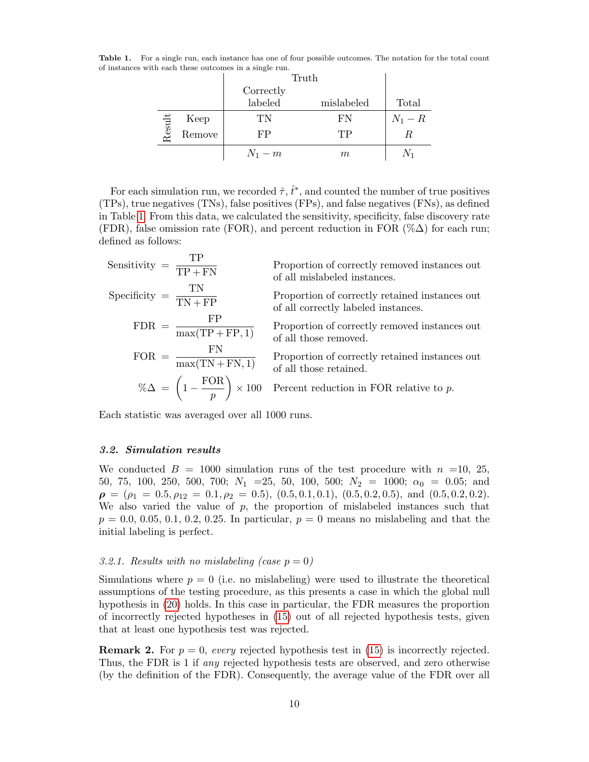**Table 1.** For a single run, each instance has one of four possible outcomes. The notation for the total count of instances with each these outcomes in a single run.

| | | Truth | | |
|---|---|---|---|---|
| | | Correctly labeled | mislabeled | Total |
| Result | Keep | TN | FN | $N_1 - R$ |
| | Remove | FP | TP | $R$ |
| | | $N_1 - m$ | $m$ | $N_1$ |

For each simulation run, we recorded $\hat{\tau}$, $\hat{t}^*$, and counted the number of true positives (TPs), true negatives (TNs), false positives (FPs), and false negatives (FNs), as defined in Table 1. From this data, we calculated the sensitivity, specificity, false discovery rate (FDR), false omission rate (FOR), and percent reduction in FOR (%Δ) for each run; defined as follows:

| | |
|---|---|
| $\text{Sensitivity} = \dfrac{\text{TP}}{\text{TP} + \text{FN}}$ | Proportion of correctly removed instances out of all mislabeled instances. |
| $\text{Specificity} = \dfrac{\text{TN}}{\text{TN} + \text{FP}}$ | Proportion of correctly retained instances out of all correctly labeled instances. |
| $\text{FDR} = \dfrac{\text{FP}}{\max(\text{TP} + \text{FP}, 1)}$ | Proportion of correctly removed instances out of all those removed. |
| $\text{FOR} = \dfrac{\text{FN}}{\max(\text{TN} + \text{FN}, 1)}$ | Proportion of correctly retained instances out of all those retained. |
| $\%\Delta = \left(1 - \dfrac{\text{FOR}}{p}\right) \times 100$ | Percent reduction in FOR relative to $p$. |

Each statistic was averaged over all 1000 runs.

### 3.2. Simulation results

We conducted $B = 1000$ simulation runs of the test procedure with $n$ =10, 25, 50, 75, 100, 250, 500, 700; $N_1$ =25, 50, 100, 500; $N_2 = 1000$; $\alpha_0 = 0.05$; and $\boldsymbol{\rho} = (\rho_1 = 0.5, \rho_{12} = 0.1, \rho_2 = 0.5)$, $(0.5, 0.1, 0.1)$, $(0.5, 0.2, 0.5)$, and $(0.5, 0.2, 0.2)$. We also varied the value of $p$, the proportion of mislabeled instances such that $p = 0.0, 0.05, 0.1, 0.2, 0.25$. In particular, $p = 0$ means no mislabeling and that the initial labeling is perfect.

#### 3.2.1. Results with no mislabeling (case $p = 0$)

Simulations where $p = 0$ (i.e. no mislabeling) were used to illustrate the theoretical assumptions of the testing procedure, as this presents a case in which the global null hypothesis in (20) holds. In this case in particular, the FDR measures the proportion of incorrectly rejected hypotheses in (15) out of all rejected hypothesis tests, given that at least one hypothesis test was rejected.

**Remark 2.** For $p = 0$, *every* rejected hypothesis test in (15) is incorrectly rejected. Thus, the FDR is 1 if *any* rejected hypothesis tests are observed, and zero otherwise (by the definition of the FDR). Consequently, the average value of the FDR over all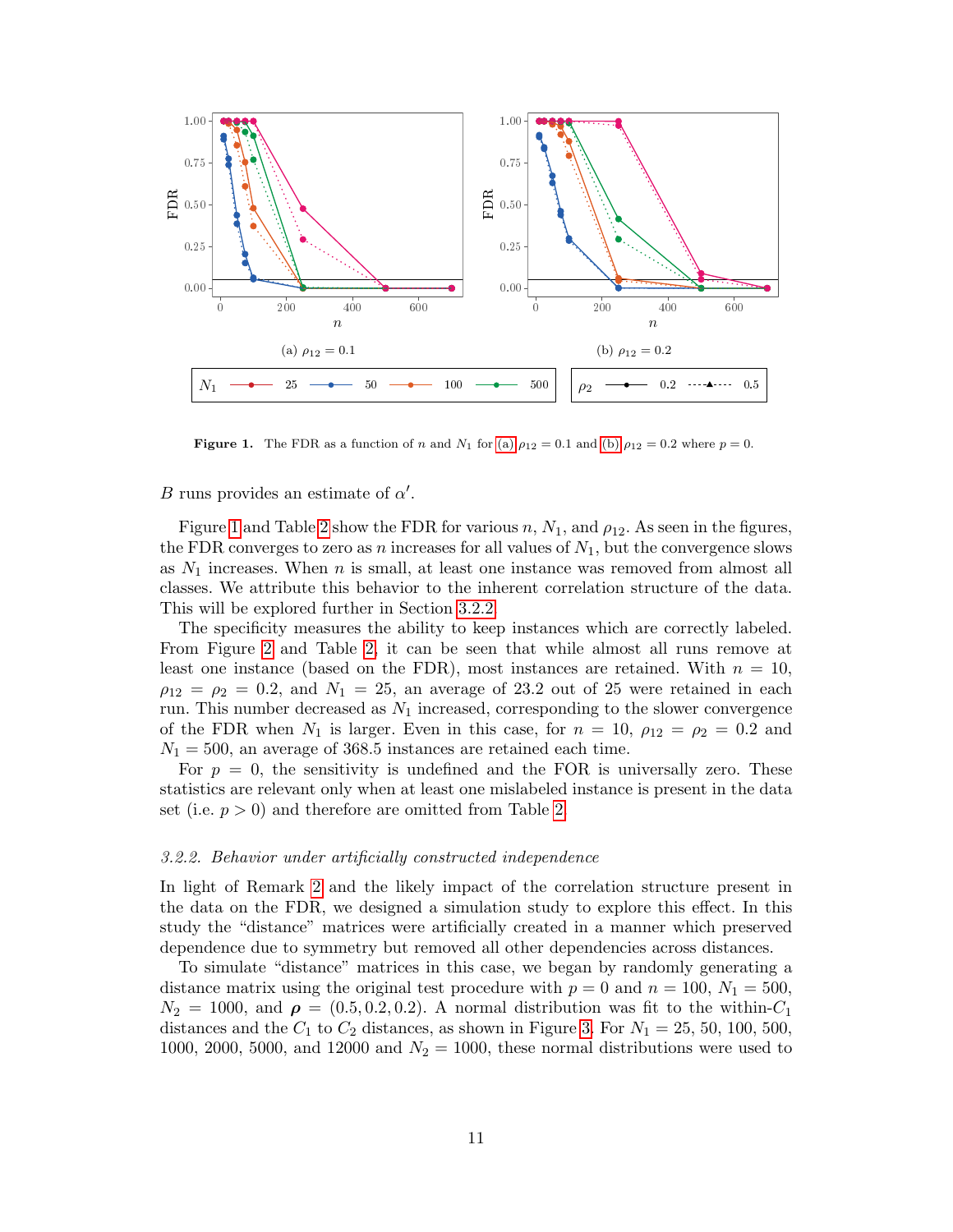**Figure 1.** The FDR as a function of $n$ and $N_1$ for (a) $\rho_{12} = 0.1$ and (b) $\rho_{12} = 0.2$ where $p = 0$.

$B$ runs provides an estimate of $\alpha'$.

Figure 1 and Table 2 show the FDR for various $n$, $N_1$, and $\rho_{12}$. As seen in the figures, the FDR converges to zero as $n$ increases for all values of $N_1$, but the convergence slows as $N_1$ increases. When $n$ is small, at least one instance was removed from almost all classes. We attribute this behavior to the inherent correlation structure of the data. This will be explored further in Section 3.2.2.

The specificity measures the ability to keep instances which are correctly labeled. From Figure 2 and Table 2, it can be seen that while almost all runs remove at least one instance (based on the FDR), most instances are retained. With $n = 10$, $\rho_{12} = \rho_2 = 0.2$, and $N_1 = 25$, an average of 23.2 out of 25 were retained in each run. This number decreased as $N_1$ increased, corresponding to the slower convergence of the FDR when $N_1$ is larger. Even in this case, for $n = 10$, $\rho_{12} = \rho_2 = 0.2$ and $N_1 = 500$, an average of 368.5 instances are retained each time.

For $p = 0$, the sensitivity is undefined and the FOR is universally zero. These statistics are relevant only when at least one mislabeled instance is present in the data set (i.e. $p > 0$) and therefore are omitted from Table 2.

### 3.2.2. *Behavior under artificially constructed independence*

In light of Remark 2 and the likely impact of the correlation structure present in the data on the FDR, we designed a simulation study to explore this effect. In this study the "distance" matrices were artificially created in a manner which preserved dependence due to symmetry but removed all other dependencies across distances.

To simulate "distance" matrices in this case, we began by randomly generating a distance matrix using the original test procedure with $p = 0$ and $n = 100$, $N_1 = 500$, $N_2 = 1000$, and $\boldsymbol{\rho} = (0.5, 0.2, 0.2)$. A normal distribution was fit to the within-$C_1$ distances and the $C_1$ to $C_2$ distances, as shown in Figure 3. For $N_1 = 25$, 50, 100, 500, 1000, 2000, 5000, and 12000 and $N_2 = 1000$, these normal distributions were used to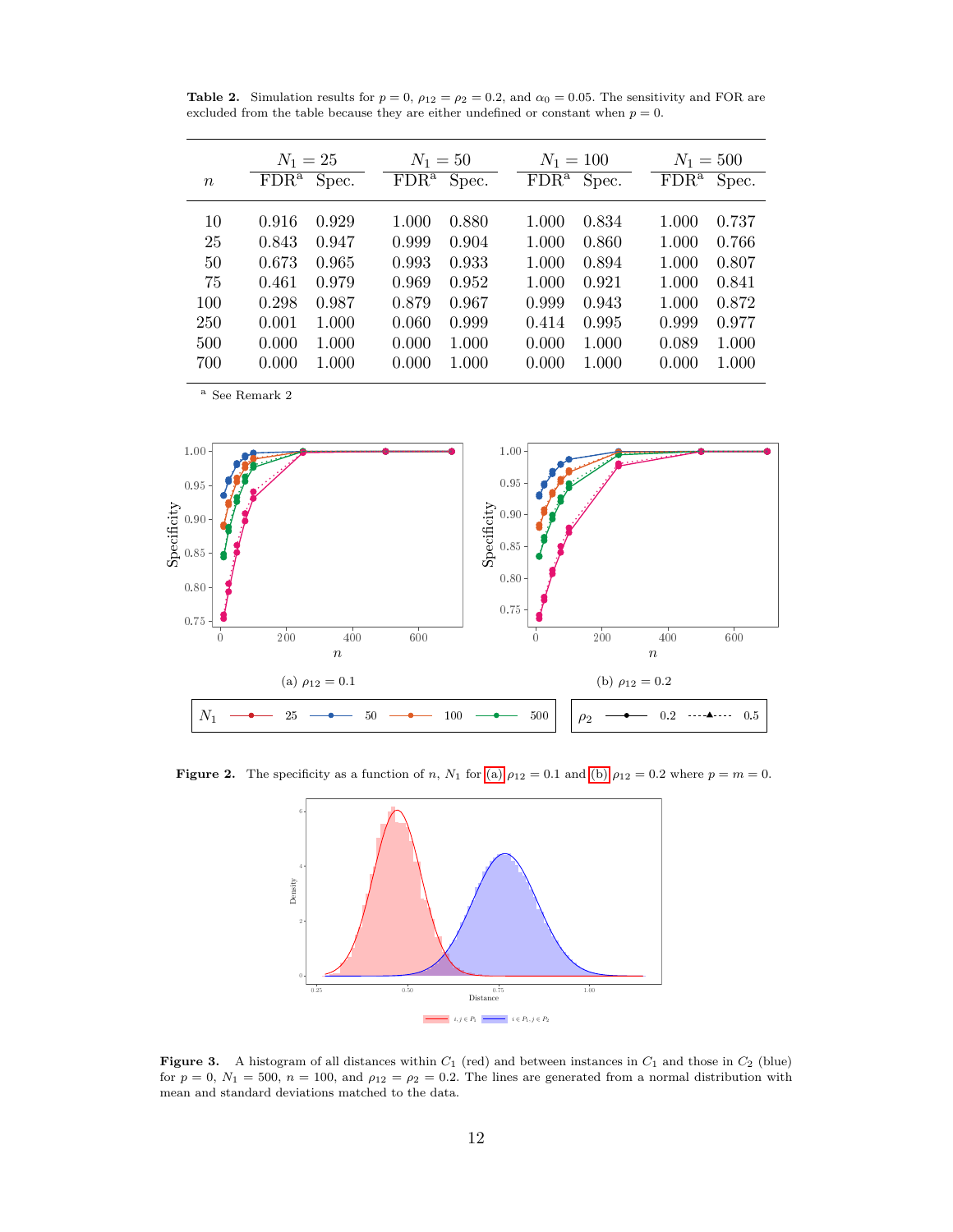**Table 2.** Simulation results for $p = 0$, $\rho_{12} = \rho_2 = 0.2$, and $\alpha_0 = 0.05$. The sensitivity and FOR are excluded from the table because they are either undefined or constant when $p = 0$.

| $n$ | $N_1 = 25$ | | $N_1 = 50$ | | $N_1 = 100$ | | $N_1 = 500$ | |
|---|---|---|---|---|---|---|---|---|
| | FDR[a] | Spec. | FDR[a] | Spec. | FDR[a] | Spec. | FDR[a] | Spec. |
| 10 | 0.916 | 0.929 | 1.000 | 0.880 | 1.000 | 0.834 | 1.000 | 0.737 |
| 25 | 0.843 | 0.947 | 0.999 | 0.904 | 1.000 | 0.860 | 1.000 | 0.766 |
| 50 | 0.673 | 0.965 | 0.993 | 0.933 | 1.000 | 0.894 | 1.000 | 0.807 |
| 75 | 0.461 | 0.979 | 0.969 | 0.952 | 1.000 | 0.921 | 1.000 | 0.841 |
| 100 | 0.298 | 0.987 | 0.879 | 0.967 | 0.999 | 0.943 | 1.000 | 0.872 |
| 250 | 0.001 | 1.000 | 0.060 | 0.999 | 0.414 | 0.995 | 0.999 | 0.977 |
| 500 | 0.000 | 1.000 | 0.000 | 1.000 | 0.000 | 1.000 | 0.089 | 1.000 |
| 700 | 0.000 | 1.000 | 0.000 | 1.000 | 0.000 | 1.000 | 0.000 | 1.000 |

[a] See Remark 2

(a) $\rho_{12} = 0.1$

(b) $\rho_{12} = 0.2$

**Figure 2.** The specificity as a function of $n$, $N_1$ for (a) $\rho_{12} = 0.1$ and (b) $\rho_{12} = 0.2$ where $p = m = 0$.

**Figure 3.** A histogram of all distances within $C_1$ (red) and between instances in $C_1$ and those in $C_2$ (blue) for $p = 0$, $N_1 = 500$, $n = 100$, and $\rho_{12} = \rho_2 = 0.2$. The lines are generated from a normal distribution with mean and standard deviations matched to the data.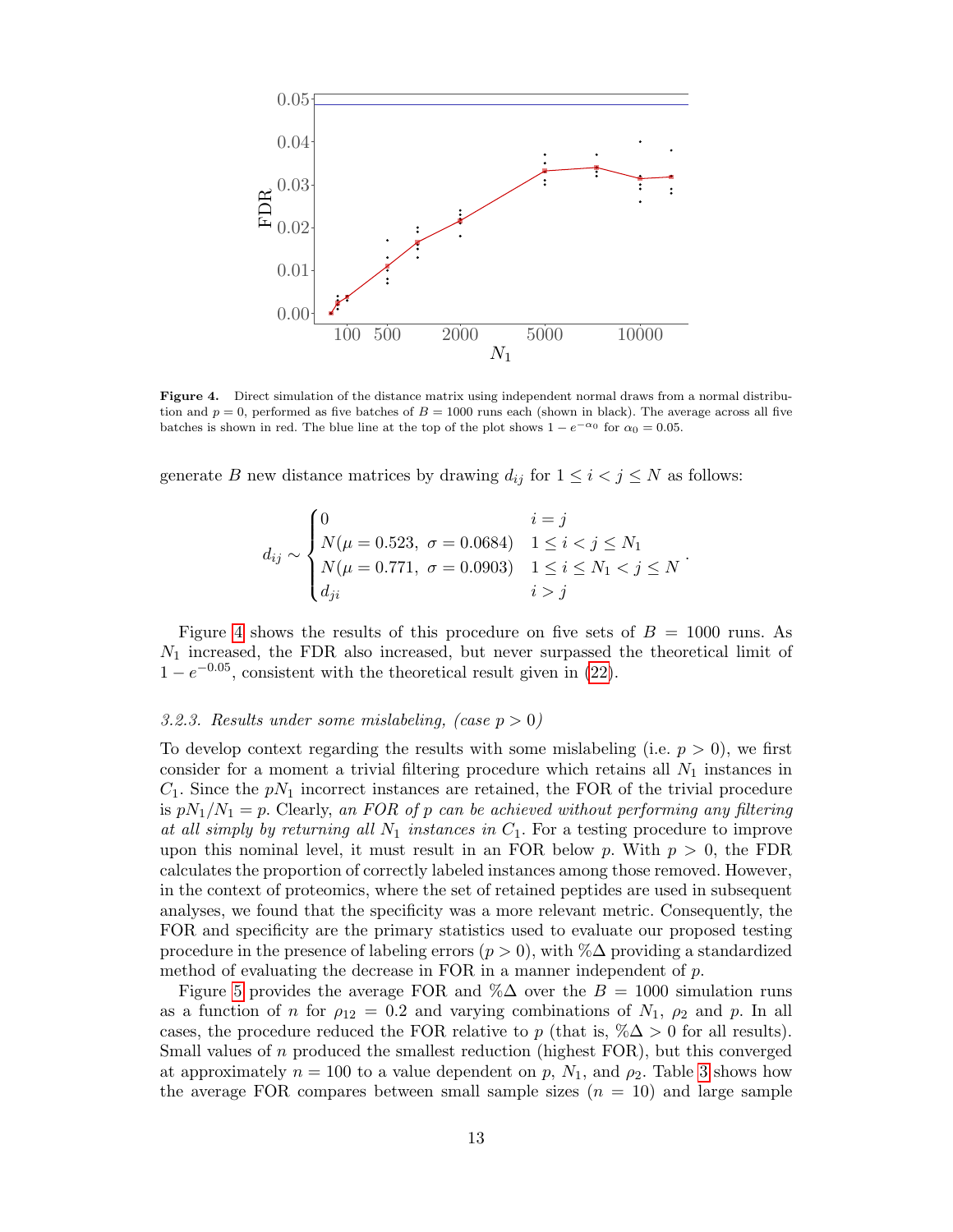**Figure 4.** Direct simulation of the distance matrix using independent normal draws from a normal distribution and $p = 0$, performed as five batches of $B = 1000$ runs each (shown in black). The average across all five batches is shown in red. The blue line at the top of the plot shows $1 - e^{-\alpha_0}$ for $\alpha_0 = 0.05$.

generate $B$ new distance matrices by drawing $d_{ij}$ for $1 \le i < j \le N$ as follows:

$$d_{ij} \sim \begin{cases} 0 & i = j \\ N(\mu = 0.523,\ \sigma = 0.0684) & 1 \le i < j \le N_1 \\ N(\mu = 0.771,\ \sigma = 0.0903) & 1 \le i \le N_1 < j \le N \\ d_{ji} & i > j \end{cases}.$$

Figure 4 shows the results of this procedure on five sets of $B = 1000$ runs. As $N_1$ increased, the FDR also increased, but never surpassed the theoretical limit of $1 - e^{-0.05}$, consistent with the theoretical result given in (22).

### *3.2.3. Results under some mislabeling, (case $p > 0$)*

To develop context regarding the results with some mislabeling (i.e. $p > 0$), we first consider for a moment a trivial filtering procedure which retains all $N_1$ instances in $C_1$. Since the $pN_1$ incorrect instances are retained, the FOR of the trivial procedure is $pN_1/N_1 = p$. Clearly, *an FOR of $p$ can be achieved without performing any filtering at all simply by returning all $N_1$ instances in $C_1$.* For a testing procedure to improve upon this nominal level, it must result in an FOR below $p$. With $p > 0$, the FDR calculates the proportion of correctly labeled instances among those removed. However, in the context of proteomics, where the set of retained peptides are used in subsequent analyses, we found that the specificity was a more relevant metric. Consequently, the FOR and specificity are the primary statistics used to evaluate our proposed testing procedure in the presence of labeling errors ($p > 0$), with $\%\Delta$ providing a standardized method of evaluating the decrease in FOR in a manner independent of $p$.

Figure 5 provides the average FOR and $\%\Delta$ over the $B = 1000$ simulation runs as a function of $n$ for $\rho_{12} = 0.2$ and varying combinations of $N_1$, $\rho_2$ and $p$. In all cases, the procedure reduced the FOR relative to $p$ (that is, $\%\Delta > 0$ for all results). Small values of $n$ produced the smallest reduction (highest FOR), but this converged at approximately $n = 100$ to a value dependent on $p$, $N_1$, and $\rho_2$. Table 3 shows how the average FOR compares between small sample sizes ($n = 10$) and large sample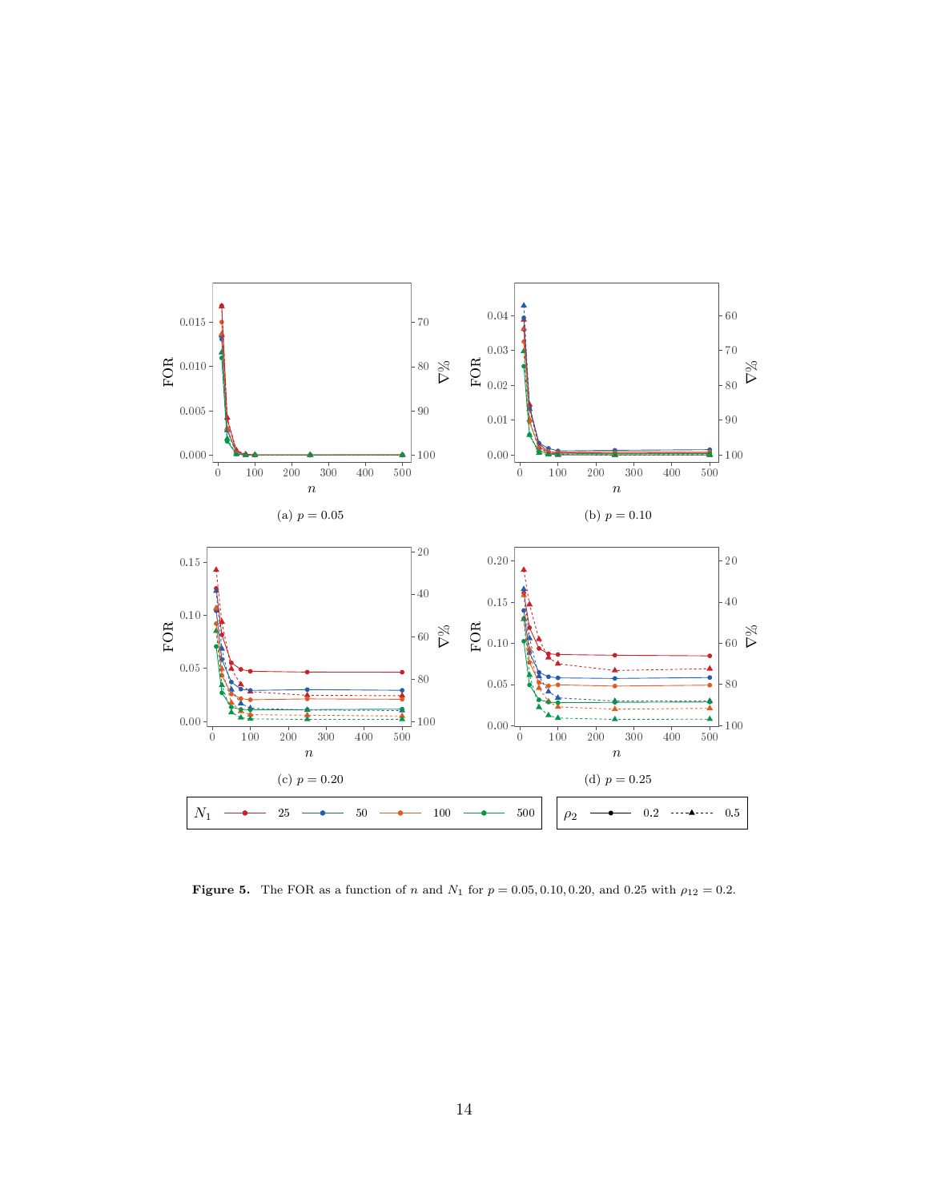(a) $p = 0.05$

(b) $p = 0.10$

(c) $p = 0.20$

(d) $p = 0.25$

**Figure 5.** The FOR as a function of $n$ and $N_1$ for $p = 0.05, 0.10, 0.20$, and $0.25$ with $\rho_{12} = 0.2$.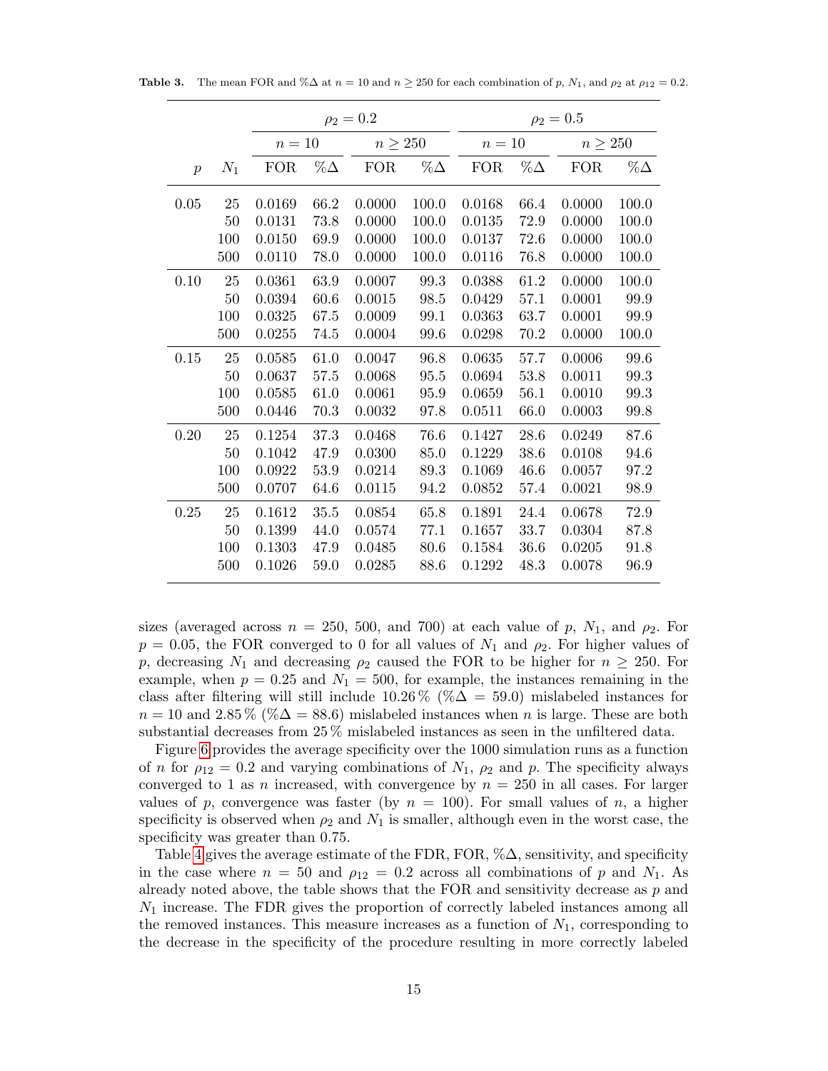**Table 3.** The mean FOR and %Δ at $n = 10$ and $n \geq 250$ for each combination of $p$, $N_1$, and $\rho_2$ at $\rho_{12} = 0.2$.

| | | $\rho_2 = 0.2$ | | | | $\rho_2 = 0.5$ | | | |
|---|---|---|---|---|---|---|---|---|---|
| | | $n = 10$ | | $n \geq 250$ | | $n = 10$ | | $n \geq 250$ | |
| $p$ | $N_1$ | FOR | %Δ | FOR | %Δ | FOR | %Δ | FOR | %Δ |
| 0.05 | 25 | 0.0169 | 66.2 | 0.0000 | 100.0 | 0.0168 | 66.4 | 0.0000 | 100.0 |
| | 50 | 0.0131 | 73.8 | 0.0000 | 100.0 | 0.0135 | 72.9 | 0.0000 | 100.0 |
| | 100 | 0.0150 | 69.9 | 0.0000 | 100.0 | 0.0137 | 72.6 | 0.0000 | 100.0 |
| | 500 | 0.0110 | 78.0 | 0.0000 | 100.0 | 0.0116 | 76.8 | 0.0000 | 100.0 |
| 0.10 | 25 | 0.0361 | 63.9 | 0.0007 | 99.3 | 0.0388 | 61.2 | 0.0000 | 100.0 |
| | 50 | 0.0394 | 60.6 | 0.0015 | 98.5 | 0.0429 | 57.1 | 0.0001 | 99.9 |
| | 100 | 0.0325 | 67.5 | 0.0009 | 99.1 | 0.0363 | 63.7 | 0.0001 | 99.9 |
| | 500 | 0.0255 | 74.5 | 0.0004 | 99.6 | 0.0298 | 70.2 | 0.0000 | 100.0 |
| 0.15 | 25 | 0.0585 | 61.0 | 0.0047 | 96.8 | 0.0635 | 57.7 | 0.0006 | 99.6 |
| | 50 | 0.0637 | 57.5 | 0.0068 | 95.5 | 0.0694 | 53.8 | 0.0011 | 99.3 |
| | 100 | 0.0585 | 61.0 | 0.0061 | 95.9 | 0.0659 | 56.1 | 0.0010 | 99.3 |
| | 500 | 0.0446 | 70.3 | 0.0032 | 97.8 | 0.0511 | 66.0 | 0.0003 | 99.8 |
| 0.20 | 25 | 0.1254 | 37.3 | 0.0468 | 76.6 | 0.1427 | 28.6 | 0.0249 | 87.6 |
| | 50 | 0.1042 | 47.9 | 0.0300 | 85.0 | 0.1229 | 38.6 | 0.0108 | 94.6 |
| | 100 | 0.0922 | 53.9 | 0.0214 | 89.3 | 0.1069 | 46.6 | 0.0057 | 97.2 |
| | 500 | 0.0707 | 64.6 | 0.0115 | 94.2 | 0.0852 | 57.4 | 0.0021 | 98.9 |
| 0.25 | 25 | 0.1612 | 35.5 | 0.0854 | 65.8 | 0.1891 | 24.4 | 0.0678 | 72.9 |
| | 50 | 0.1399 | 44.0 | 0.0574 | 77.1 | 0.1657 | 33.7 | 0.0304 | 87.8 |
| | 100 | 0.1303 | 47.9 | 0.0485 | 80.6 | 0.1584 | 36.6 | 0.0205 | 91.8 |
| | 500 | 0.1026 | 59.0 | 0.0285 | 88.6 | 0.1292 | 48.3 | 0.0078 | 96.9 |

sizes (averaged across $n = 250$, 500, and 700) at each value of $p$, $N_1$, and $\rho_2$. For $p = 0.05$, the FOR converged to 0 for all values of $N_1$ and $\rho_2$. For higher values of $p$, decreasing $N_1$ and decreasing $\rho_2$ caused the FOR to be higher for $n \geq 250$. For example, when $p = 0.25$ and $N_1 = 500$, for example, the instances remaining in the class after filtering will still include 10.26 % (%Δ = 59.0) mislabeled instances for $n = 10$ and 2.85 % (%Δ = 88.6) mislabeled instances when $n$ is large. These are both substantial decreases from 25 % mislabeled instances as seen in the unfiltered data.

Figure 6 provides the average specificity over the 1000 simulation runs as a function of $n$ for $\rho_{12} = 0.2$ and varying combinations of $N_1$, $\rho_2$ and $p$. The specificity always converged to 1 as $n$ increased, with convergence by $n = 250$ in all cases. For larger values of $p$, convergence was faster (by $n = 100$). For small values of $n$, a higher specificity is observed when $\rho_2$ and $N_1$ is smaller, although even in the worst case, the specificity was greater than 0.75.

Table 4 gives the average estimate of the FDR, FOR, %Δ, sensitivity, and specificity in the case where $n = 50$ and $\rho_{12} = 0.2$ across all combinations of $p$ and $N_1$. As already noted above, the table shows that the FOR and sensitivity decrease as $p$ and $N_1$ increase. The FDR gives the proportion of correctly labeled instances among all the removed instances. This measure increases as a function of $N_1$, corresponding to the decrease in the specificity of the procedure resulting in more correctly labeled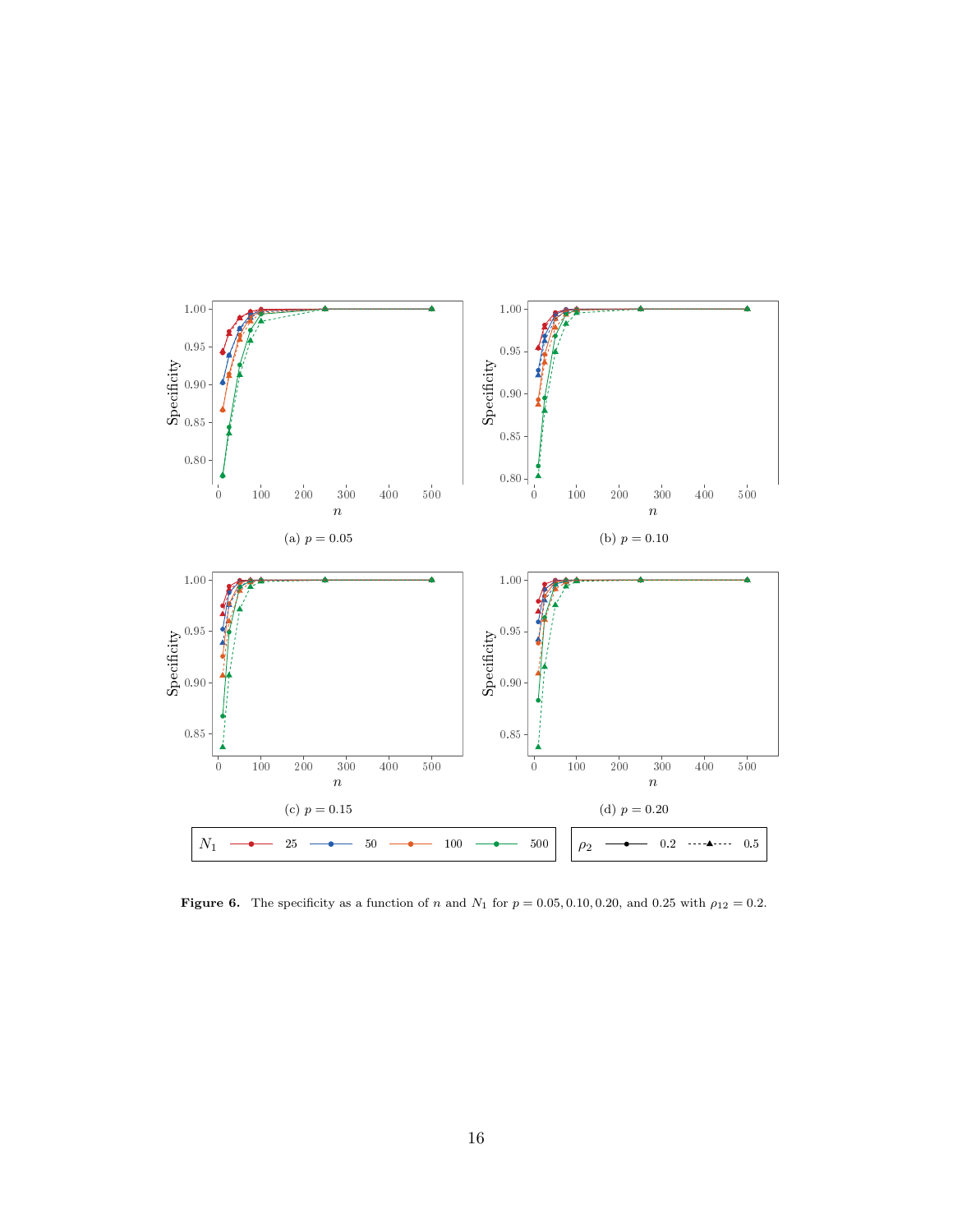(a) $p = 0.05$

(b) $p = 0.10$

(c) $p = 0.15$

(d) $p = 0.20$

**Figure 6.** The specificity as a function of $n$ and $N_1$ for $p = 0.05, 0.10, 0.20,$ and $0.25$ with $\rho_{12} = 0.2$.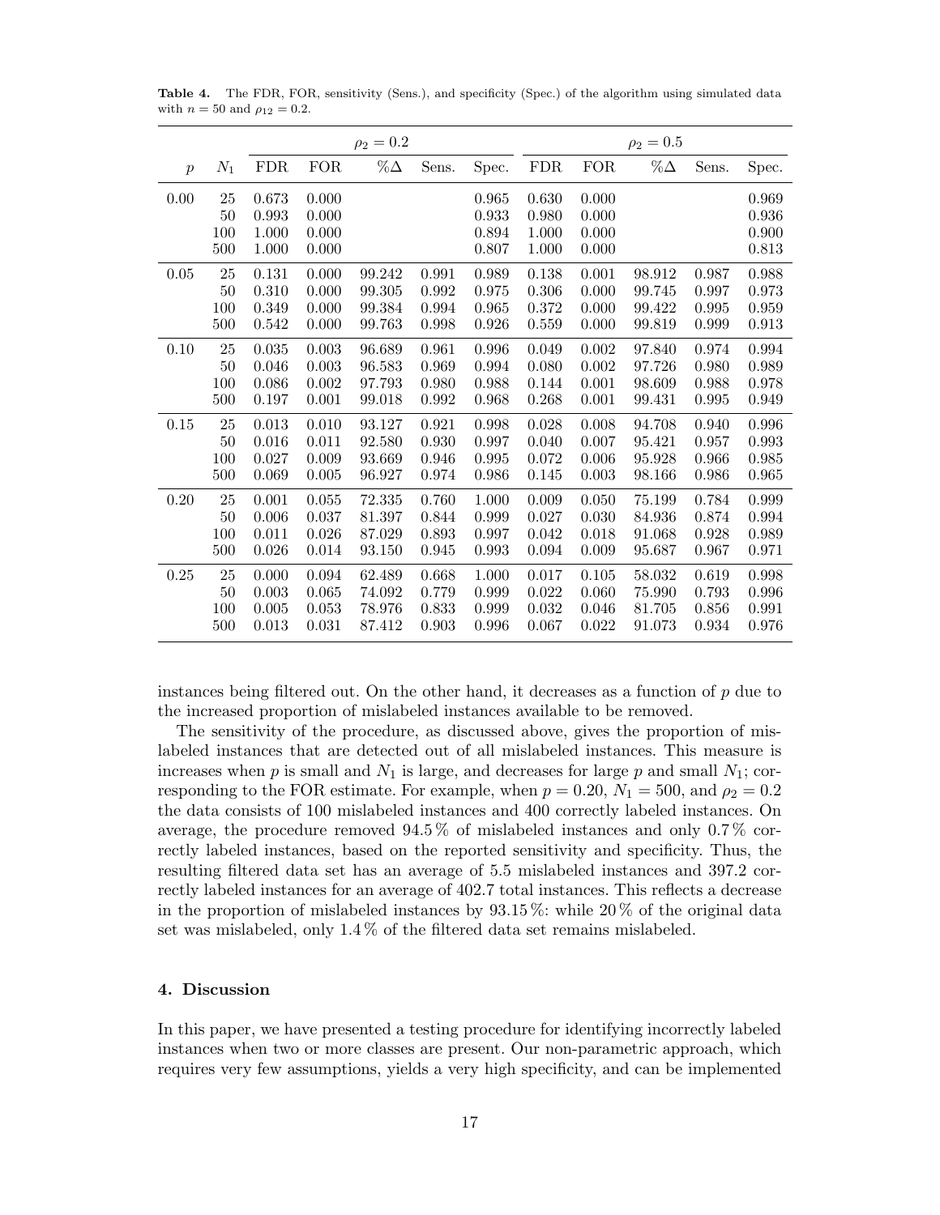**Table 4.** The FDR, FOR, sensitivity (Sens.), and specificity (Spec.) of the algorithm using simulated data with $n = 50$ and $\rho_{12} = 0.2$.

| | | $\rho_2 = 0.2$ | | | | | $\rho_2 = 0.5$ | | | | |
|---|---|---|---|---|---|---|---|---|---|---|---|
| $p$ | $N_1$ | FDR | FOR | %$\Delta$ | Sens. | Spec. | FDR | FOR | %$\Delta$ | Sens. | Spec. |
| 0.00 | 25 | 0.673 | 0.000 | | | 0.965 | 0.630 | 0.000 | | | 0.969 |
| | 50 | 0.993 | 0.000 | | | 0.933 | 0.980 | 0.000 | | | 0.936 |
| | 100 | 1.000 | 0.000 | | | 0.894 | 1.000 | 0.000 | | | 0.900 |
| | 500 | 1.000 | 0.000 | | | 0.807 | 1.000 | 0.000 | | | 0.813 |
| 0.05 | 25 | 0.131 | 0.000 | 99.242 | 0.991 | 0.989 | 0.138 | 0.001 | 98.912 | 0.987 | 0.988 |
| | 50 | 0.310 | 0.000 | 99.305 | 0.992 | 0.975 | 0.306 | 0.000 | 99.745 | 0.997 | 0.973 |
| | 100 | 0.349 | 0.000 | 99.384 | 0.994 | 0.965 | 0.372 | 0.000 | 99.422 | 0.995 | 0.959 |
| | 500 | 0.542 | 0.000 | 99.763 | 0.998 | 0.926 | 0.559 | 0.000 | 99.819 | 0.999 | 0.913 |
| 0.10 | 25 | 0.035 | 0.003 | 96.689 | 0.961 | 0.996 | 0.049 | 0.002 | 97.840 | 0.974 | 0.994 |
| | 50 | 0.046 | 0.003 | 96.583 | 0.969 | 0.994 | 0.080 | 0.002 | 97.726 | 0.980 | 0.989 |
| | 100 | 0.086 | 0.002 | 97.793 | 0.980 | 0.988 | 0.144 | 0.001 | 98.609 | 0.988 | 0.978 |
| | 500 | 0.197 | 0.001 | 99.018 | 0.992 | 0.968 | 0.268 | 0.001 | 99.431 | 0.995 | 0.949 |
| 0.15 | 25 | 0.013 | 0.010 | 93.127 | 0.921 | 0.998 | 0.028 | 0.008 | 94.708 | 0.940 | 0.996 |
| | 50 | 0.016 | 0.011 | 92.580 | 0.930 | 0.997 | 0.040 | 0.007 | 95.421 | 0.957 | 0.993 |
| | 100 | 0.027 | 0.009 | 93.669 | 0.946 | 0.995 | 0.072 | 0.006 | 95.928 | 0.966 | 0.985 |
| | 500 | 0.069 | 0.005 | 96.927 | 0.974 | 0.986 | 0.145 | 0.003 | 98.166 | 0.986 | 0.965 |
| 0.20 | 25 | 0.001 | 0.055 | 72.335 | 0.760 | 1.000 | 0.009 | 0.050 | 75.199 | 0.784 | 0.999 |
| | 50 | 0.006 | 0.037 | 81.397 | 0.844 | 0.999 | 0.027 | 0.030 | 84.936 | 0.874 | 0.994 |
| | 100 | 0.011 | 0.026 | 87.029 | 0.893 | 0.997 | 0.042 | 0.018 | 91.068 | 0.928 | 0.989 |
| | 500 | 0.026 | 0.014 | 93.150 | 0.945 | 0.993 | 0.094 | 0.009 | 95.687 | 0.967 | 0.971 |
| 0.25 | 25 | 0.000 | 0.094 | 62.489 | 0.668 | 1.000 | 0.017 | 0.105 | 58.032 | 0.619 | 0.998 |
| | 50 | 0.003 | 0.065 | 74.092 | 0.779 | 0.999 | 0.022 | 0.060 | 75.990 | 0.793 | 0.996 |
| | 100 | 0.005 | 0.053 | 78.976 | 0.833 | 0.999 | 0.032 | 0.046 | 81.705 | 0.856 | 0.991 |
| | 500 | 0.013 | 0.031 | 87.412 | 0.903 | 0.996 | 0.067 | 0.022 | 91.073 | 0.934 | 0.976 |

instances being filtered out. On the other hand, it decreases as a function of $p$ due to the increased proportion of mislabeled instances available to be removed.

The sensitivity of the procedure, as discussed above, gives the proportion of mislabeled instances that are detected out of all mislabeled instances. This measure is increases when $p$ is small and $N_1$ is large, and decreases for large $p$ and small $N_1$; corresponding to the FOR estimate. For example, when $p = 0.20$, $N_1 = 500$, and $\rho_2 = 0.2$ the data consists of 100 mislabeled instances and 400 correctly labeled instances. On average, the procedure removed 94.5 % of mislabeled instances and only 0.7 % correctly labeled instances, based on the reported sensitivity and specificity. Thus, the resulting filtered data set has an average of 5.5 mislabeled instances and 397.2 correctly labeled instances for an average of 402.7 total instances. This reflects a decrease in the proportion of mislabeled instances by 93.15 %: while 20 % of the original data set was mislabeled, only 1.4 % of the filtered data set remains mislabeled.

## 4. Discussion

In this paper, we have presented a testing procedure for identifying incorrectly labeled instances when two or more classes are present. Our non-parametric approach, which requires very few assumptions, yields a very high specificity, and can be implemented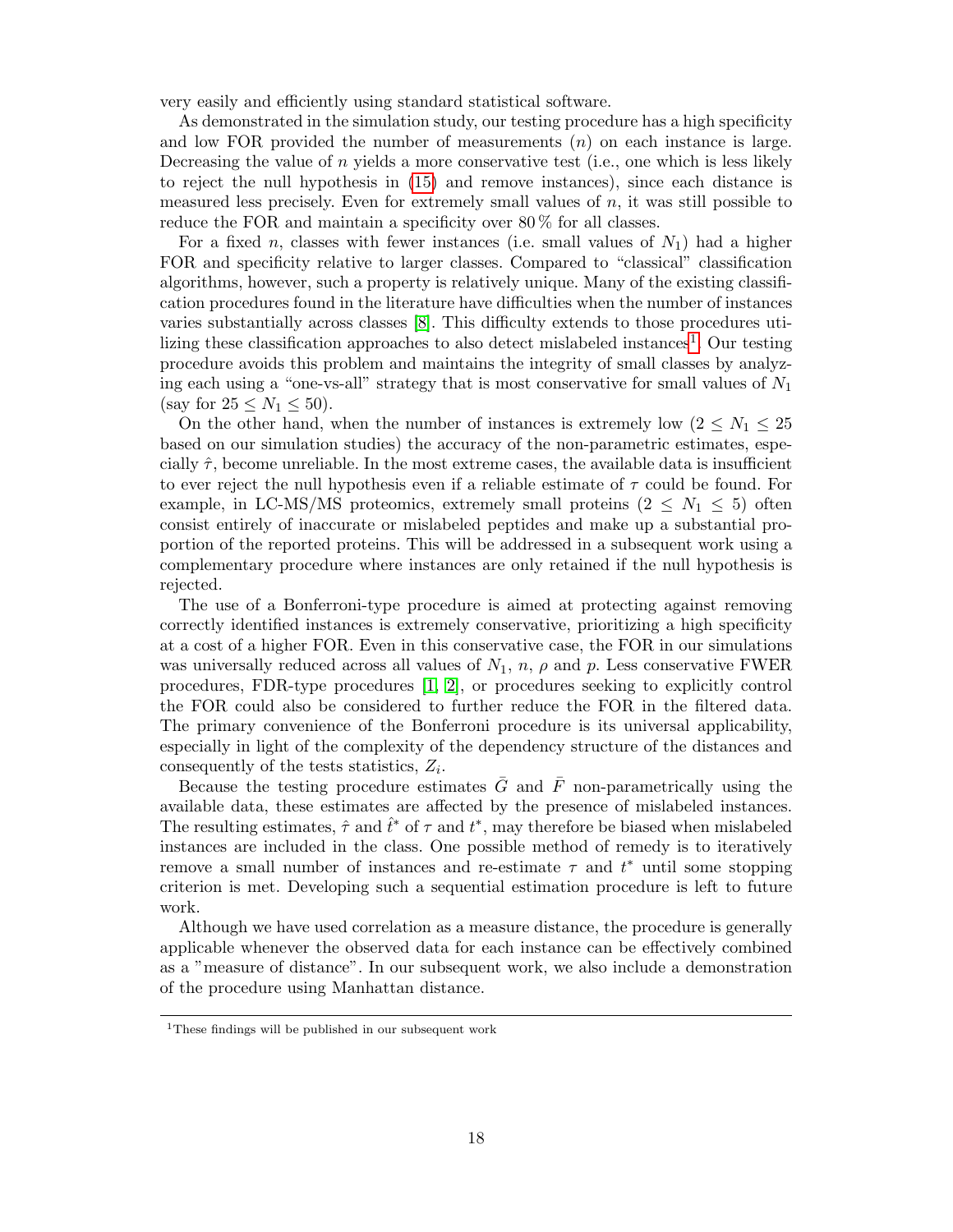very easily and efficiently using standard statistical software.

As demonstrated in the simulation study, our testing procedure has a high specificity and low FOR provided the number of measurements ($n$) on each instance is large. Decreasing the value of $n$ yields a more conservative test (i.e., one which is less likely to reject the null hypothesis in (15) and remove instances), since each distance is measured less precisely. Even for extremely small values of $n$, it was still possible to reduce the FOR and maintain a specificity over 80 % for all classes.

For a fixed $n$, classes with fewer instances (i.e. small values of $N_1$) had a higher FOR and specificity relative to larger classes. Compared to "classical" classification algorithms, however, such a property is relatively unique. Many of the existing classification procedures found in the literature have difficulties when the number of instances varies substantially across classes [8]. This difficulty extends to those procedures utilizing these classification approaches to also detect mislabeled instances[1]. Our testing procedure avoids this problem and maintains the integrity of small classes by analyzing each using a "one-vs-all" strategy that is most conservative for small values of $N_1$ (say for $25 \leq N_1 \leq 50$).

On the other hand, when the number of instances is extremely low ($2 \leq N_1 \leq 25$ based on our simulation studies) the accuracy of the non-parametric estimates, especially $\hat{\tau}$, become unreliable. In the most extreme cases, the available data is insufficient to ever reject the null hypothesis even if a reliable estimate of $\tau$ could be found. For example, in LC-MS/MS proteomics, extremely small proteins ($2 \leq N_1 \leq 5$) often consist entirely of inaccurate or mislabeled peptides and make up a substantial proportion of the reported proteins. This will be addressed in a subsequent work using a complementary procedure where instances are only retained if the null hypothesis is rejected.

The use of a Bonferroni-type procedure is aimed at protecting against removing correctly identified instances is extremely conservative, prioritizing a high specificity at a cost of a higher FOR. Even in this conservative case, the FOR in our simulations was universally reduced across all values of $N_1$, $n$, $\rho$ and $p$. Less conservative FWER procedures, FDR-type procedures [1, 2], or procedures seeking to explicitly control the FOR could also be considered to further reduce the FOR in the filtered data. The primary convenience of the Bonferroni procedure is its universal applicability, especially in light of the complexity of the dependency structure of the distances and consequently of the tests statistics, $Z_i$.

Because the testing procedure estimates $\bar{G}$ and $\bar{F}$ non-parametrically using the available data, these estimates are affected by the presence of mislabeled instances. The resulting estimates, $\hat{\tau}$ and $\hat{t}^*$ of $\tau$ and $t^*$, may therefore be biased when mislabeled instances are included in the class. One possible method of remedy is to iteratively remove a small number of instances and re-estimate $\tau$ and $t^*$ until some stopping criterion is met. Developing such a sequential estimation procedure is left to future work.

Although we have used correlation as a measure distance, the procedure is generally applicable whenever the observed data for each instance can be effectively combined as a "measure of distance". In our subsequent work, we also include a demonstration of the procedure using Manhattan distance.

[1] These findings will be published in our subsequent work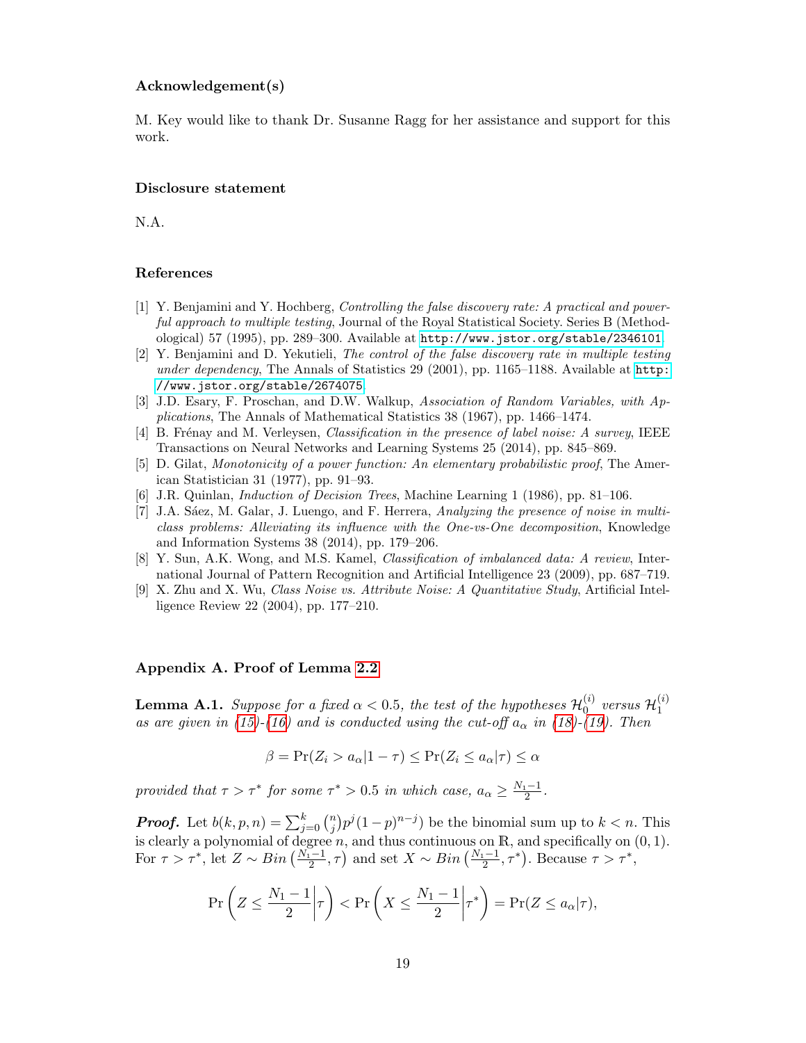### Acknowledgement(s)

M. Key would like to thank Dr. Susanne Ragg for her assistance and support for this work.

### Disclosure statement

N.A.

### References

[1] Y. Benjamini and Y. Hochberg, *Controlling the false discovery rate: A practical and powerful approach to multiple testing*, Journal of the Royal Statistical Society. Series B (Methodological) 57 (1995), pp. 289–300. Available at http://www.jstor.org/stable/2346101.

[2] Y. Benjamini and D. Yekutieli, *The control of the false discovery rate in multiple testing under dependency*, The Annals of Statistics 29 (2001), pp. 1165–1188. Available at http://www.jstor.org/stable/2674075.

[3] J.D. Esary, F. Proschan, and D.W. Walkup, *Association of Random Variables, with Applications*, The Annals of Mathematical Statistics 38 (1967), pp. 1466–1474.

[4] B. Frénay and M. Verleysen, *Classification in the presence of label noise: A survey*, IEEE Transactions on Neural Networks and Learning Systems 25 (2014), pp. 845–869.

[5] D. Gilat, *Monotonicity of a power function: An elementary probabilistic proof*, The American Statistician 31 (1977), pp. 91–93.

[6] J.R. Quinlan, *Induction of Decision Trees*, Machine Learning 1 (1986), pp. 81–106.

[7] J.A. Sáez, M. Galar, J. Luengo, and F. Herrera, *Analyzing the presence of noise in multi-class problems: Alleviating its influence with the One-vs-One decomposition*, Knowledge and Information Systems 38 (2014), pp. 179–206.

[8] Y. Sun, A.K. Wong, and M.S. Kamel, *Classification of imbalanced data: A review*, International Journal of Pattern Recognition and Artificial Intelligence 23 (2009), pp. 687–719.

[9] X. Zhu and X. Wu, *Class Noise vs. Attribute Noise: A Quantitative Study*, Artificial Intelligence Review 22 (2004), pp. 177–210.

### Appendix A. Proof of Lemma 2.2

**Lemma A.1.** *Suppose for a fixed $\alpha < 0.5$, the test of the hypotheses $\mathcal{H}_0^{(i)}$ versus $\mathcal{H}_1^{(i)}$ as are given in (15)-(16) and is conducted using the cut-off $a_\alpha$ in (18)-(19). Then*

$$\beta = \Pr(Z_i > a_\alpha | 1-\tau) \leq \Pr(Z_i \leq a_\alpha | \tau) \leq \alpha$$

*provided that $\tau > \tau^*$ for some $\tau^* > 0.5$ in which case, $a_\alpha \geq \frac{N_1 - 1}{2}$.*

***Proof.*** Let $b(k,p,n) = \sum_{j=0}^{k} \binom{n}{j} p^j (1-p)^{n-j})$ be the binomial sum up to $k < n$. This is clearly a polynomial of degree $n$, and thus continuous on $\mathbb{R}$, and specifically on $(0,1)$. For $\tau > \tau^*$, let $Z \sim Bin\left(\frac{N_1-1}{2}, \tau\right)$ and set $X \sim Bin\left(\frac{N_1-1}{2}, \tau^*\right)$. Because $\tau > \tau^*$,

$$\Pr\left(Z \leq \frac{N_1-1}{2} \middle| \tau\right) < \Pr\left(X \leq \frac{N_1-1}{2} \middle| \tau^*\right) = \Pr(Z \leq a_\alpha | \tau),$$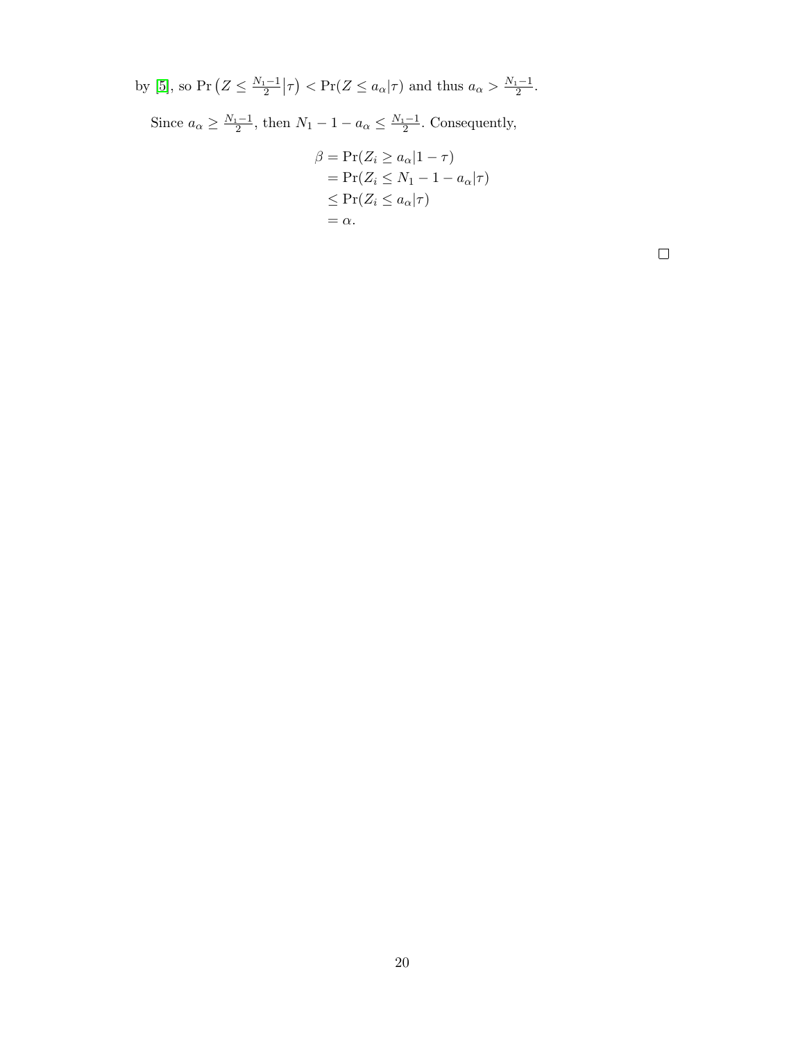by [5], so $\Pr\left(Z \leq \frac{N_1-1}{2} \middle| \tau\right) < \Pr(Z \leq a_\alpha | \tau)$ and thus $a_\alpha > \frac{N_1-1}{2}$.

Since $a_\alpha \geq \frac{N_1-1}{2}$, then $N_1 - 1 - a_\alpha \leq \frac{N_1-1}{2}$. Consequently,

$$
\begin{aligned}
\beta &= \Pr(Z_i \geq a_\alpha | 1 - \tau) \\
&= \Pr(Z_i \leq N_1 - 1 - a_\alpha | \tau) \\
&\leq \Pr(Z_i \leq a_\alpha | \tau) \\
&= \alpha.
\end{aligned}
$$

□